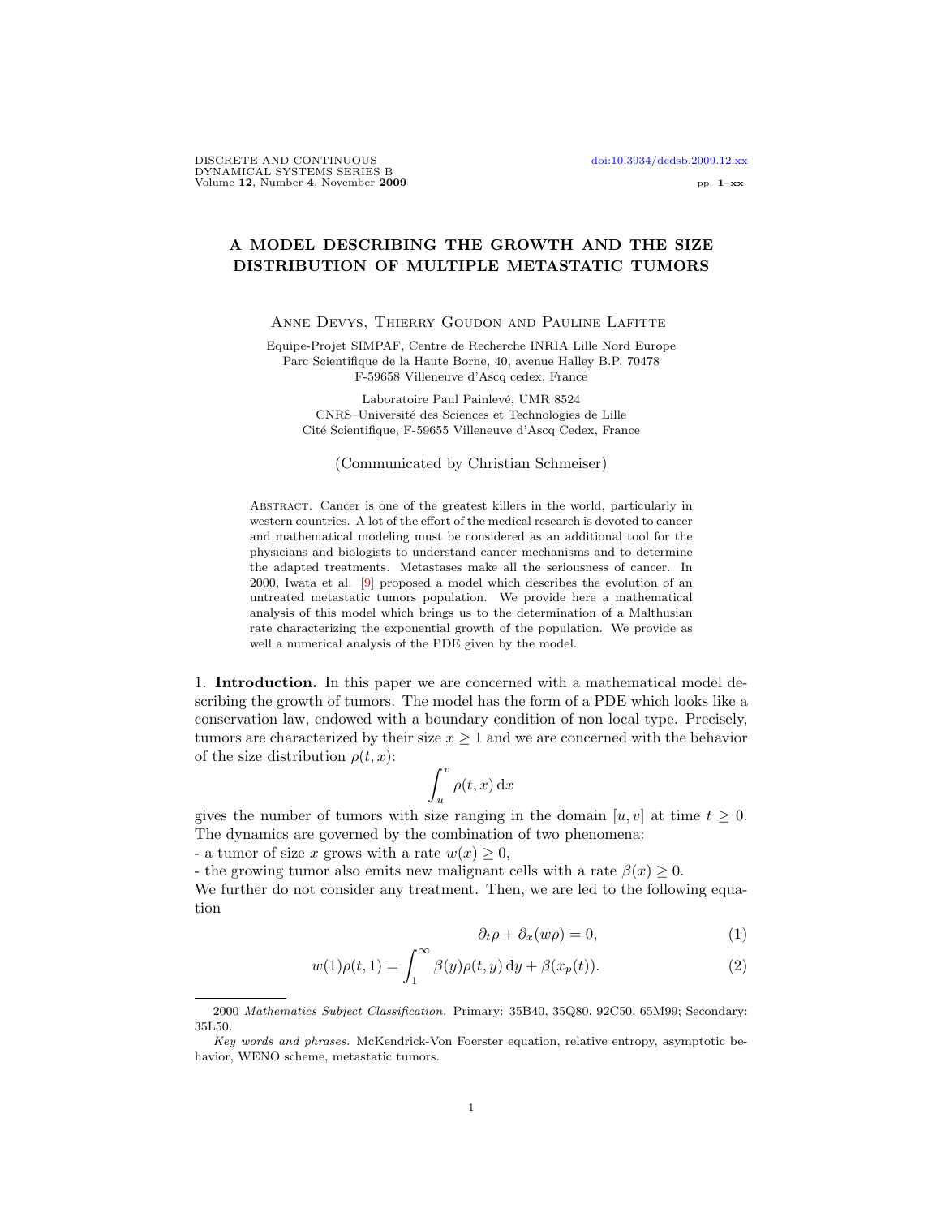# A MODEL DESCRIBING THE GROWTH AND THE SIZE DISTRIBUTION OF MULTIPLE METASTATIC TUMORS

Anne Devys, Thierry Goudon and Pauline Lafitte

Equipe-Projet SIMPAF, Centre de Recherche INRIA Lille Nord Europe
Parc Scientifique de la Haute Borne, 40, avenue Halley B.P. 70478
F-59658 Villeneuve d'Ascq cedex, France

Laboratoire Paul Painlevé, UMR 8524
CNRS–Université des Sciences et Technologies de Lille
Cité Scientifique, F-59655 Villeneuve d'Ascq Cedex, France

(Communicated by Christian Schmeiser)

Abstract. Cancer is one of the greatest killers in the world, particularly in western countries. A lot of the effort of the medical research is devoted to cancer and mathematical modeling must be considered as an additional tool for the physicians and biologists to understand cancer mechanisms and to determine the adapted treatments. Metastases make all the seriousness of cancer. In 2000, Iwata et al. [9] proposed a model which describes the evolution of an untreated metastatic tumors population. We provide here a mathematical analysis of this model which brings us to the determination of a Malthusian rate characterizing the exponential growth of the population. We provide as well a numerical analysis of the PDE given by the model.

## 1. Introduction.

In this paper we are concerned with a mathematical model describing the growth of tumors. The model has the form of a PDE which looks like a conservation law, endowed with a boundary condition of non local type. Precisely, tumors are characterized by their size $x \geq 1$ and we are concerned with the behavior of the size distribution $\rho(t, x)$:

$$\int_u^v \rho(t, x)\,\mathrm{d}x$$

gives the number of tumors with size ranging in the domain $[u, v]$ at time $t \geq 0$. The dynamics are governed by the combination of two phenomena:

- a tumor of size $x$ grows with a rate $w(x) \geq 0$,
- the growing tumor also emits new malignant cells with a rate $\beta(x) \geq 0$.

We further do not consider any treatment. Then, we are led to the following equation

$$\partial_t \rho + \partial_x (w\rho) = 0, \tag{1}$$

$$w(1)\rho(t, 1) = \int_1^\infty \beta(y)\rho(t, y)\,\mathrm{d}y + \beta(x_p(t)). \tag{2}$$

2000 *Mathematics Subject Classification.* Primary: 35B40, 35Q80, 92C50, 65M99; Secondary: 35L50.

*Key words and phrases.* McKendrick-Von Foerster equation, relative entropy, asymptotic behavior, WENO scheme, metastatic tumors.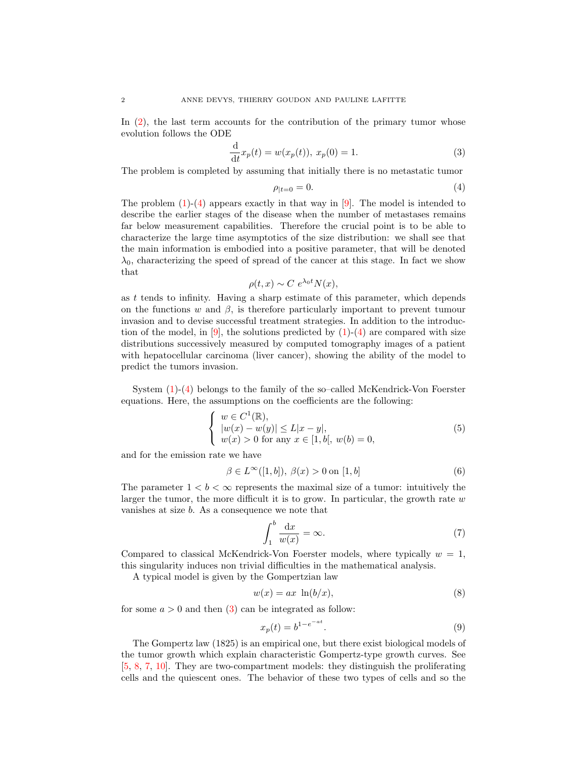In (2), the last term accounts for the contribution of the primary tumor whose evolution follows the ODE

$$\frac{\mathrm{d}}{\mathrm{d}t} x_p(t) = w(x_p(t)),\ x_p(0) = 1. \tag{3}$$

The problem is completed by assuming that initially there is no metastatic tumor

$$\rho_{|t=0} = 0. \tag{4}$$

The problem (1)-(4) appears exactly in that way in [9]. The model is intended to describe the earlier stages of the disease when the number of metastases remains far below measurement capabilities. Therefore the crucial point is to be able to characterize the large time asymptotics of the size distribution: we shall see that the main information is embodied into a positive parameter, that will be denoted $\lambda_0$, characterizing the speed of spread of the cancer at this stage. In fact we show that

$$\rho(t, x) \sim C\ e^{\lambda_0 t} N(x),$$

as $t$ tends to infinity. Having a sharp estimate of this parameter, which depends on the functions $w$ and $\beta$, is therefore particularly important to prevent tumour invasion and to devise successful treatment strategies. In addition to the introduction of the model, in [9], the solutions predicted by (1)-(4) are compared with size distributions successively measured by computed tomography images of a patient with hepatocellular carcinoma (liver cancer), showing the ability of the model to predict the tumors invasion.

System (1)-(4) belongs to the family of the so–called McKendrick-Von Foerster equations. Here, the assumptions on the coefficients are the following:

$$\left\{ \begin{array}{l} w \in C^1(\mathbb{R}), \\ |w(x) - w(y)| \leq L|x - y|, \\ w(x) > 0 \text{ for any } x \in [1, b[,\ w(b) = 0, \end{array} \right. \tag{5}$$

and for the emission rate we have

$$\beta \in L^\infty([1, b]),\ \beta(x) > 0 \text{ on } [1, b] \tag{6}$$

The parameter $1 < b < \infty$ represents the maximal size of a tumor: intuitively the larger the tumor, the more difficult it is to grow. In particular, the growth rate $w$ vanishes at size $b$. As a consequence we note that

$$\int_1^b \frac{\mathrm{d}x}{w(x)} = \infty. \tag{7}$$

Compared to classical McKendrick-Von Foerster models, where typically $w = 1$, this singularity induces non trivial difficulties in the mathematical analysis.

A typical model is given by the Gompertzian law

$$w(x) = ax\ \ln(b/x), \tag{8}$$

for some $a > 0$ and then (3) can be integrated as follow:

$$x_p(t) = b^{1 - e^{-at}}. \tag{9}$$

The Gompertz law (1825) is an empirical one, but there exist biological models of the tumor growth which explain characteristic Gompertz-type growth curves. See [5, 8, 7, 10]. They are two-compartment models: they distinguish the proliferating cells and the quiescent ones. The behavior of these two types of cells and so the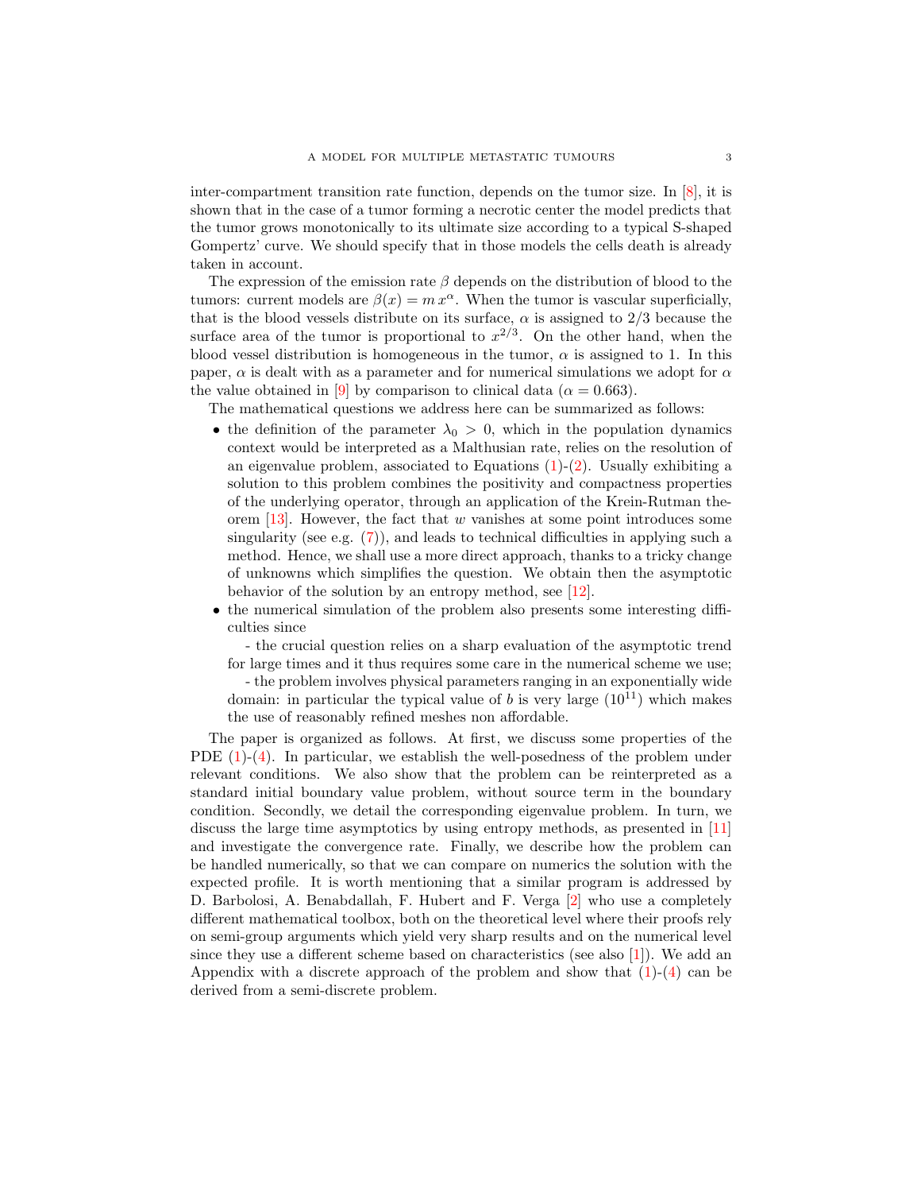inter-compartment transition rate function, depends on the tumor size. In [8], it is shown that in the case of a tumor forming a necrotic center the model predicts that the tumor grows monotonically to its ultimate size according to a typical S-shaped Gompertz' curve. We should specify that in those models the cells death is already taken in account.

The expression of the emission rate $\beta$ depends on the distribution of blood to the tumors: current models are $\beta(x) = m\, x^{\alpha}$. When the tumor is vascular superficially, that is the blood vessels distribute on its surface, $\alpha$ is assigned to $2/3$ because the surface area of the tumor is proportional to $x^{2/3}$. On the other hand, when the blood vessel distribution is homogeneous in the tumor, $\alpha$ is assigned to 1. In this paper, $\alpha$ is dealt with as a parameter and for numerical simulations we adopt for $\alpha$ the value obtained in [9] by comparison to clinical data ($\alpha = 0.663$).

The mathematical questions we address here can be summarized as follows:

- the definition of the parameter $\lambda_0 > 0$, which in the population dynamics context would be interpreted as a Malthusian rate, relies on the resolution of an eigenvalue problem, associated to Equations (1)-(2). Usually exhibiting a solution to this problem combines the positivity and compactness properties of the underlying operator, through an application of the Krein-Rutman theorem [13]. However, the fact that $w$ vanishes at some point introduces some singularity (see e.g. (7)), and leads to technical difficulties in applying such a method. Hence, we shall use a more direct approach, thanks to a tricky change of unknowns which simplifies the question. We obtain then the asymptotic behavior of the solution by an entropy method, see [12].
- the numerical simulation of the problem also presents some interesting difficulties since
  - the crucial question relies on a sharp evaluation of the asymptotic trend for large times and it thus requires some care in the numerical scheme we use;
  - the problem involves physical parameters ranging in an exponentially wide domain: in particular the typical value of $b$ is very large ($10^{11}$) which makes the use of reasonably refined meshes non affordable.

The paper is organized as follows. At first, we discuss some properties of the PDE (1)-(4). In particular, we establish the well-posedness of the problem under relevant conditions. We also show that the problem can be reinterpreted as a standard initial boundary value problem, without source term in the boundary condition. Secondly, we detail the corresponding eigenvalue problem. In turn, we discuss the large time asymptotics by using entropy methods, as presented in [11] and investigate the convergence rate. Finally, we describe how the problem can be handled numerically, so that we can compare on numerics the solution with the expected profile. It is worth mentioning that a similar program is addressed by D. Barbolosi, A. Benabdallah, F. Hubert and F. Verga [2] who use a completely different mathematical toolbox, both on the theoretical level where their proofs rely on semi-group arguments which yield very sharp results and on the numerical level since they use a different scheme based on characteristics (see also [1]). We add an Appendix with a discrete approach of the problem and show that (1)-(4) can be derived from a semi-discrete problem.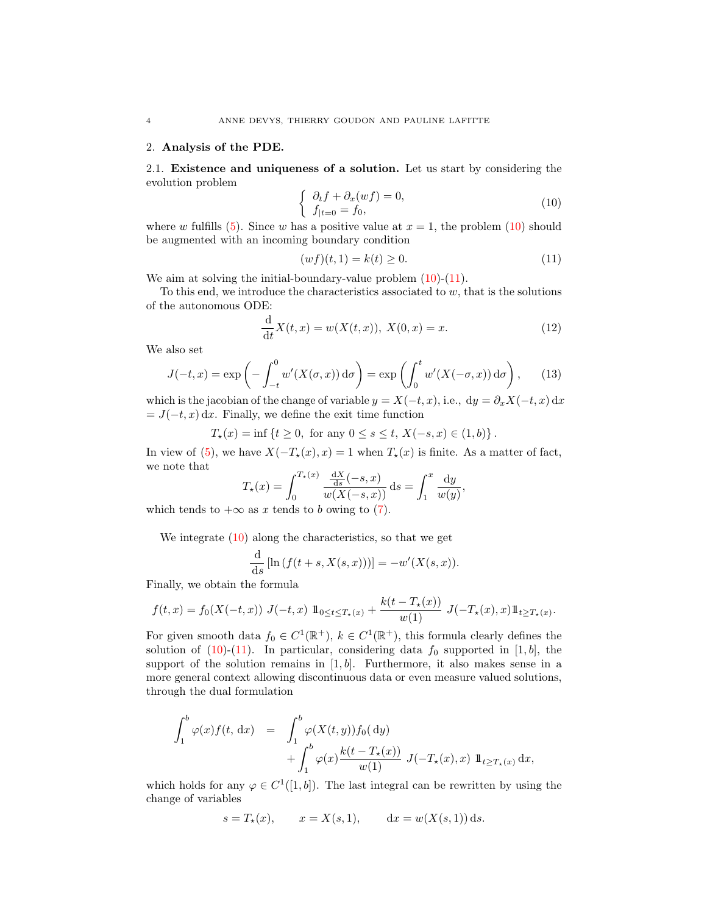## 2. **Analysis of the PDE.**

### 2.1. **Existence and uniqueness of a solution.**

Let us start by considering the evolution problem

$$\begin{cases} \partial_t f + \partial_x(wf) = 0, \\ f_{|t=0} = f_0, \end{cases} \tag{10}$$

where $w$ fulfills (5). Since $w$ has a positive value at $x = 1$, the problem (10) should be augmented with an incoming boundary condition

$$(wf)(t,1) = k(t) \geq 0. \tag{11}$$

We aim at solving the initial-boundary-value problem (10)-(11).

To this end, we introduce the characteristics associated to $w$, that is the solutions of the autonomous ODE:

$$\frac{\mathrm{d}}{\mathrm{d}t} X(t,x) = w(X(t,x)),\ X(0,x) = x. \tag{12}$$

We also set

$$J(-t,x) = \exp\left(-\int_{-t}^{0} w'(X(\sigma,x))\,\mathrm{d}\sigma\right) = \exp\left(\int_0^t w'(X(-\sigma,x))\,\mathrm{d}\sigma\right), \tag{13}$$

which is the jacobian of the change of variable $y = X(-t,x)$, i.e., $\mathrm{d}y = \partial_x X(-t,x)\,\mathrm{d}x = J(-t,x)\,\mathrm{d}x$. Finally, we define the exit time function

$$T_\star(x) = \inf\left\{t \geq 0,\ \text{for any } 0 \leq s \leq t,\ X(-s,x) \in (1,b)\right\}.$$

In view of (5), we have $X(-T_\star(x),x) = 1$ when $T_\star(x)$ is finite. As a matter of fact, we note that

$$T_\star(x) = \int_0^{T_\star(x)} \frac{\frac{\mathrm{d}X}{\mathrm{d}s}(-s,x)}{w(X(-s,x))}\,\mathrm{d}s = \int_1^x \frac{\mathrm{d}y}{w(y)},$$

which tends to $+\infty$ as $x$ tends to $b$ owing to (7).

We integrate (10) along the characteristics, so that we get

$$\frac{\mathrm{d}}{\mathrm{d}s}\left[\ln\left(f(t+s,X(s,x))\right)\right] = -w'(X(s,x)).$$

Finally, we obtain the formula

$$f(t,x) = f_0(X(-t,x))\ J(-t,x)\ \mathbb{1}_{0\leq t\leq T_\star(x)} + \frac{k(t-T_\star(x))}{w(1)}\ J(-T_\star(x),x)\mathbb{1}_{t\geq T_\star(x)}.$$

For given smooth data $f_0 \in C^1(\mathbb{R}^+)$, $k \in C^1(\mathbb{R}^+)$, this formula clearly defines the solution of (10)-(11). In particular, considering data $f_0$ supported in $[1,b]$, the support of the solution remains in $[1,b]$. Furthermore, it also makes sense in a more general context allowing discontinuous data or even measure valued solutions, through the dual formulation

$$\begin{aligned} \int_1^b \varphi(x) f(t,\mathrm{d}x) \ &= \ \int_1^b \varphi(X(t,y)) f_0(\mathrm{d}y) \\ &\quad + \int_1^b \varphi(x)\frac{k(t-T_\star(x))}{w(1)}\ J(-T_\star(x),x)\ \mathbb{1}_{t\geq T_\star(x)}\,\mathrm{d}x, \end{aligned}$$

which holds for any $\varphi \in C^1([1,b])$. The last integral can be rewritten by using the change of variables

$$s = T_\star(x), \qquad x = X(s,1), \qquad \mathrm{d}x = w(X(s,1))\,\mathrm{d}s.$$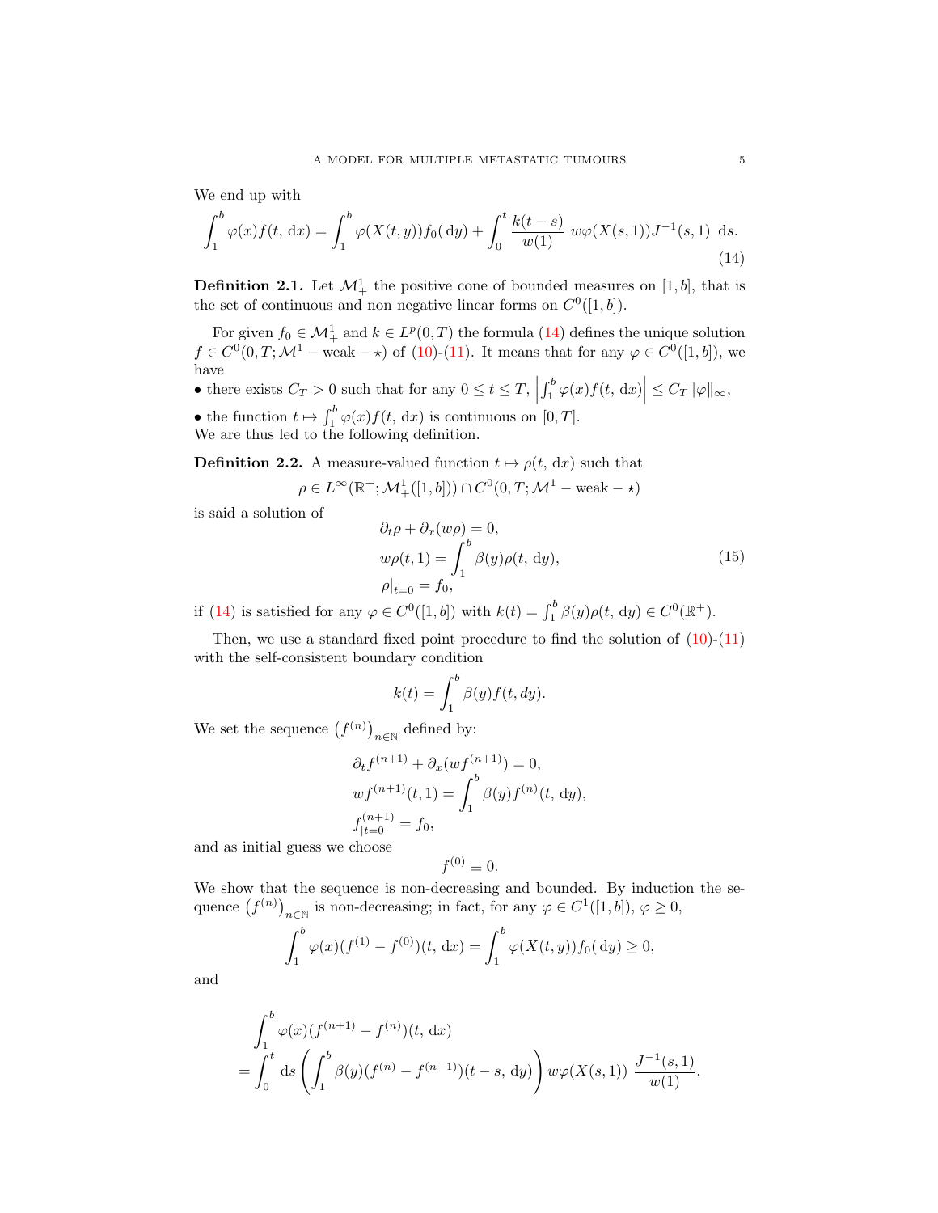We end up with

$$\int_1^b \varphi(x) f(t, \mathrm{d}x) = \int_1^b \varphi(X(t,y)) f_0(\mathrm{d}y) + \int_0^t \frac{k(t-s)}{w(1)} \; w\varphi(X(s,1)) J^{-1}(s,1) \; \mathrm{d}s. \tag{14}$$

**Definition 2.1.** Let $\mathcal{M}^1_+$ the positive cone of bounded measures on $[1, b]$, that is the set of continuous and non negative linear forms on $C^0([1, b])$.

For given $f_0 \in \mathcal{M}^1_+$ and $k \in L^p(0, T)$ the formula (14) defines the unique solution $f \in C^0(0, T; \mathcal{M}^1 - \mathrm{weak} - \star)$ of (10)-(11). It means that for any $\varphi \in C^0([1, b])$, we have

- there exists $C_T > 0$ such that for any $0 \le t \le T$, $\left| \int_1^b \varphi(x) f(t, \mathrm{d}x) \right| \le C_T \|\varphi\|_\infty$,
- the function $t \mapsto \int_1^b \varphi(x) f(t, \mathrm{d}x)$ is continuous on $[0, T]$.

We are thus led to the following definition.

**Definition 2.2.** A measure-valued function $t \mapsto \rho(t, \mathrm{d}x)$ such that

$$\rho \in L^\infty(\mathbb{R}^+; \mathcal{M}^1_+([1, b])) \cap C^0(0, T; \mathcal{M}^1 - \mathrm{weak} - \star)$$

is said a solution of

$$\begin{aligned}
&\partial_t \rho + \partial_x (w\rho) = 0, \\
&w\rho(t, 1) = \int_1^b \beta(y) \rho(t, \mathrm{d}y), \\
&\rho|_{t=0} = f_0,
\end{aligned} \tag{15}$$

if (14) is satisfied for any $\varphi \in C^0([1, b])$ with $k(t) = \int_1^b \beta(y)\rho(t, \mathrm{d}y) \in C^0(\mathbb{R}^+)$.

Then, we use a standard fixed point procedure to find the solution of (10)-(11) with the self-consistent boundary condition

$$k(t) = \int_1^b \beta(y) f(t, dy).$$

We set the sequence $\left(f^{(n)}\right)_{n \in \mathbb{N}}$ defined by:

$$\begin{aligned}
&\partial_t f^{(n+1)} + \partial_x (w f^{(n+1)}) = 0, \\
&w f^{(n+1)}(t, 1) = \int_1^b \beta(y) f^{(n)}(t, \mathrm{d}y), \\
&f^{(n+1)}_{|t=0} = f_0,
\end{aligned}$$

and as initial guess we choose

$$f^{(0)} \equiv 0.$$

We show that the sequence is non-decreasing and bounded. By induction the sequence $\left(f^{(n)}\right)_{n \in \mathbb{N}}$ is non-decreasing; in fact, for any $\varphi \in C^1([1, b])$, $\varphi \ge 0$,

$$\int_1^b \varphi(x) (f^{(1)} - f^{(0)})(t, \mathrm{d}x) = \int_1^b \varphi(X(t, y)) f_0(\mathrm{d}y) \ge 0,$$

and

$$\begin{aligned}
&\int_1^b \varphi(x) (f^{(n+1)} - f^{(n)})(t, \mathrm{d}x) \\
&= \int_0^t \mathrm{d}s \left( \int_1^b \beta(y) (f^{(n)} - f^{(n-1)})(t - s, \mathrm{d}y) \right) w\varphi(X(s, 1)) \; \frac{J^{-1}(s, 1)}{w(1)}.
\end{aligned}$$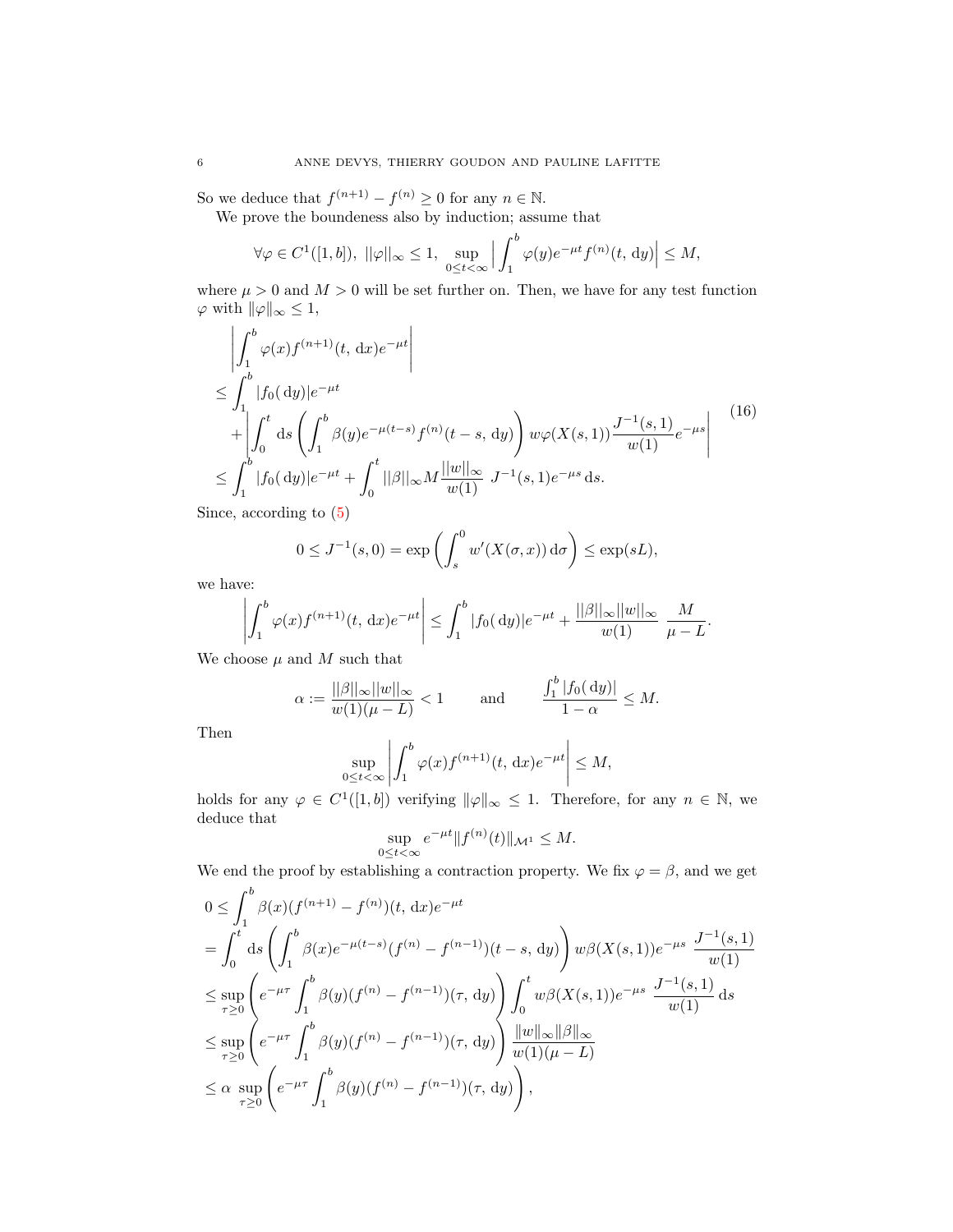So we deduce that $f^{(n+1)} - f^{(n)} \geq 0$ for any $n \in \mathbb{N}$.

We prove the boundeness also by induction; assume that

$$\forall \varphi \in C^1([1,b]),\ ||\varphi||_\infty \leq 1,\ \sup_{0\leq t<\infty} \Big| \int_1^b \varphi(y) e^{-\mu t} f^{(n)}(t,\,\mathrm{d}y) \Big| \leq M,$$

where $\mu > 0$ and $M > 0$ will be set further on. Then, we have for any test function $\varphi$ with $\|\varphi\|_\infty \leq 1$,

$$\begin{aligned}
&\left| \int_1^b \varphi(x) f^{(n+1)}(t,\,\mathrm{d}x) e^{-\mu t} \right| \\
&\leq \int_1^b |f_0(\,\mathrm{d}y)| e^{-\mu t} \\
&\quad + \left| \int_0^t \mathrm{d}s \left( \int_1^b \beta(y) e^{-\mu(t-s)} f^{(n)}(t-s,\,\mathrm{d}y) \right) w\varphi(X(s,1)) \frac{J^{-1}(s,1)}{w(1)} e^{-\mu s} \right| \\
&\leq \int_1^b |f_0(\,\mathrm{d}y)| e^{-\mu t} + \int_0^t ||\beta||_\infty M \frac{||w||_\infty}{w(1)}\ J^{-1}(s,1) e^{-\mu s}\,\mathrm{d}s.
\end{aligned} \tag{16}$$

Since, according to (5)

$$0 \leq J^{-1}(s,0) = \exp\left( \int_s^0 w'(X(\sigma,x))\,\mathrm{d}\sigma \right) \leq \exp(sL),$$

we have:

$$\left| \int_1^b \varphi(x) f^{(n+1)}(t,\,\mathrm{d}x) e^{-\mu t} \right| \leq \int_1^b |f_0(\,\mathrm{d}y)| e^{-\mu t} + \frac{||\beta||_\infty ||w||_\infty}{w(1)}\ \frac{M}{\mu - L}.$$

We choose $\mu$ and $M$ such that

$$\alpha := \frac{||\beta||_\infty ||w||_\infty}{w(1)(\mu - L)} < 1 \qquad \text{and} \qquad \frac{\int_1^b |f_0(\,\mathrm{d}y)|}{1-\alpha} \leq M.$$

Then

$$\sup_{0\leq t<\infty} \left| \int_1^b \varphi(x) f^{(n+1)}(t,\,\mathrm{d}x) e^{-\mu t} \right| \leq M,$$

holds for any $\varphi \in C^1([1,b])$ verifying $\|\varphi\|_\infty \leq 1$. Therefore, for any $n \in \mathbb{N}$, we deduce that

$$\sup_{0\leq t<\infty} e^{-\mu t} \|f^{(n)}(t)\|_{\mathcal{M}^1} \leq M.$$

We end the proof by establishing a contraction property. We fix $\varphi = \beta$, and we get

$$\begin{aligned}
0 &\leq \int_1^b \beta(x)(f^{(n+1)} - f^{(n)})(t,\,\mathrm{d}x) e^{-\mu t} \\
&= \int_0^t \mathrm{d}s \left( \int_1^b \beta(x) e^{-\mu(t-s)} (f^{(n)} - f^{(n-1)})(t-s,\,\mathrm{d}y) \right) w\beta(X(s,1)) e^{-\mu s}\ \frac{J^{-1}(s,1)}{w(1)} \\
&\leq \sup_{\tau \geq 0} \left( e^{-\mu\tau} \int_1^b \beta(y)(f^{(n)} - f^{(n-1)})(\tau,\,\mathrm{d}y) \right) \int_0^t w\beta(X(s,1)) e^{-\mu s}\ \frac{J^{-1}(s,1)}{w(1)}\,\mathrm{d}s \\
&\leq \sup_{\tau \geq 0} \left( e^{-\mu\tau} \int_1^b \beta(y)(f^{(n)} - f^{(n-1)})(\tau,\,\mathrm{d}y) \right) \frac{\|w\|_\infty \|\beta\|_\infty}{w(1)(\mu - L)} \\
&\leq \alpha\ \sup_{\tau \geq 0} \left( e^{-\mu\tau} \int_1^b \beta(y)(f^{(n)} - f^{(n-1)})(\tau,\,\mathrm{d}y) \right),
\end{aligned}$$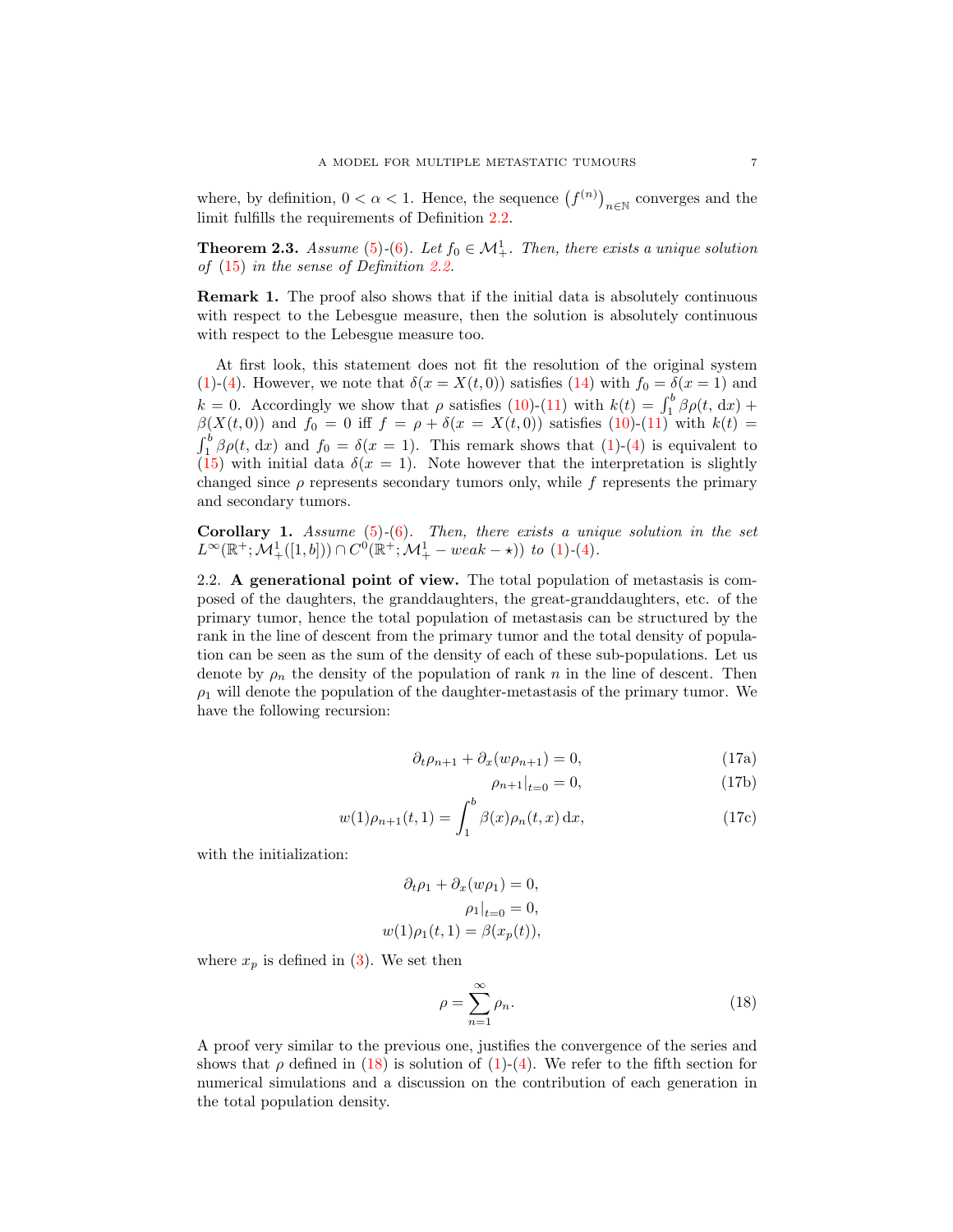where, by definition, $0 < \alpha < 1$. Hence, the sequence $\left(f^{(n)}\right)_{n\in\mathbb{N}}$ converges and the limit fulfills the requirements of Definition 2.2.

**Theorem 2.3.** *Assume (5)-(6). Let $f_0 \in \mathcal{M}^1_+$. Then, there exists a unique solution of (15) in the sense of Definition 2.2.*

**Remark 1.** The proof also shows that if the initial data is absolutely continuous with respect to the Lebesgue measure, then the solution is absolutely continuous with respect to the Lebesgue measure too.

At first look, this statement does not fit the resolution of the original system (1)-(4). However, we note that $\delta(x = X(t, 0))$ satisfies (14) with $f_0 = \delta(x = 1)$ and $k = 0$. Accordingly we show that $\rho$ satisfies (10)-(11) with $k(t) = \int_1^b \beta\rho(t, \mathrm{d}x) + \beta(X(t, 0))$ and $f_0 = 0$ iff $f = \rho + \delta(x = X(t, 0))$ satisfies (10)-(11) with $k(t) = \int_1^b \beta\rho(t, \mathrm{d}x)$ and $f_0 = \delta(x = 1)$. This remark shows that (1)-(4) is equivalent to (15) with initial data $\delta(x = 1)$. Note however that the interpretation is slightly changed since $\rho$ represents secondary tumors only, while $f$ represents the primary and secondary tumors.

**Corollary 1.** *Assume (5)-(6). Then, there exists a unique solution in the set $L^\infty(\mathbb{R}^+; \mathcal{M}^1_+([1, b])) \cap C^0(\mathbb{R}^+; \mathcal{M}^1_+ - weak - \star))$ to (1)-(4).*

## 2.2. A generational point of view.

The total population of metastasis is composed of the daughters, the granddaughters, the great-granddaughters, etc. of the primary tumor, hence the total population of metastasis can be structured by the rank in the line of descent from the primary tumor and the total density of population can be seen as the sum of the density of each of these sub-populations. Let us denote by $\rho_n$ the density of the population of rank $n$ in the line of descent. Then $\rho_1$ will denote the population of the daughter-metastasis of the primary tumor. We have the following recursion:

$$\partial_t \rho_{n+1} + \partial_x (w\rho_{n+1}) = 0, \tag{17a}$$

$$\rho_{n+1}|_{t=0} = 0, \tag{17b}$$

$$w(1)\rho_{n+1}(t, 1) = \int_1^b \beta(x)\rho_n(t, x)\,\mathrm{d}x, \tag{17c}$$

with the initialization:

$$\partial_t \rho_1 + \partial_x (w\rho_1) = 0,$$
$$\rho_1|_{t=0} = 0,$$
$$w(1)\rho_1(t, 1) = \beta(x_p(t)),$$

where $x_p$ is defined in (3). We set then

$$\rho = \sum_{n=1}^{\infty} \rho_n. \tag{18}$$

A proof very similar to the previous one, justifies the convergence of the series and shows that $\rho$ defined in (18) is solution of (1)-(4). We refer to the fifth section for numerical simulations and a discussion on the contribution of each generation in the total population density.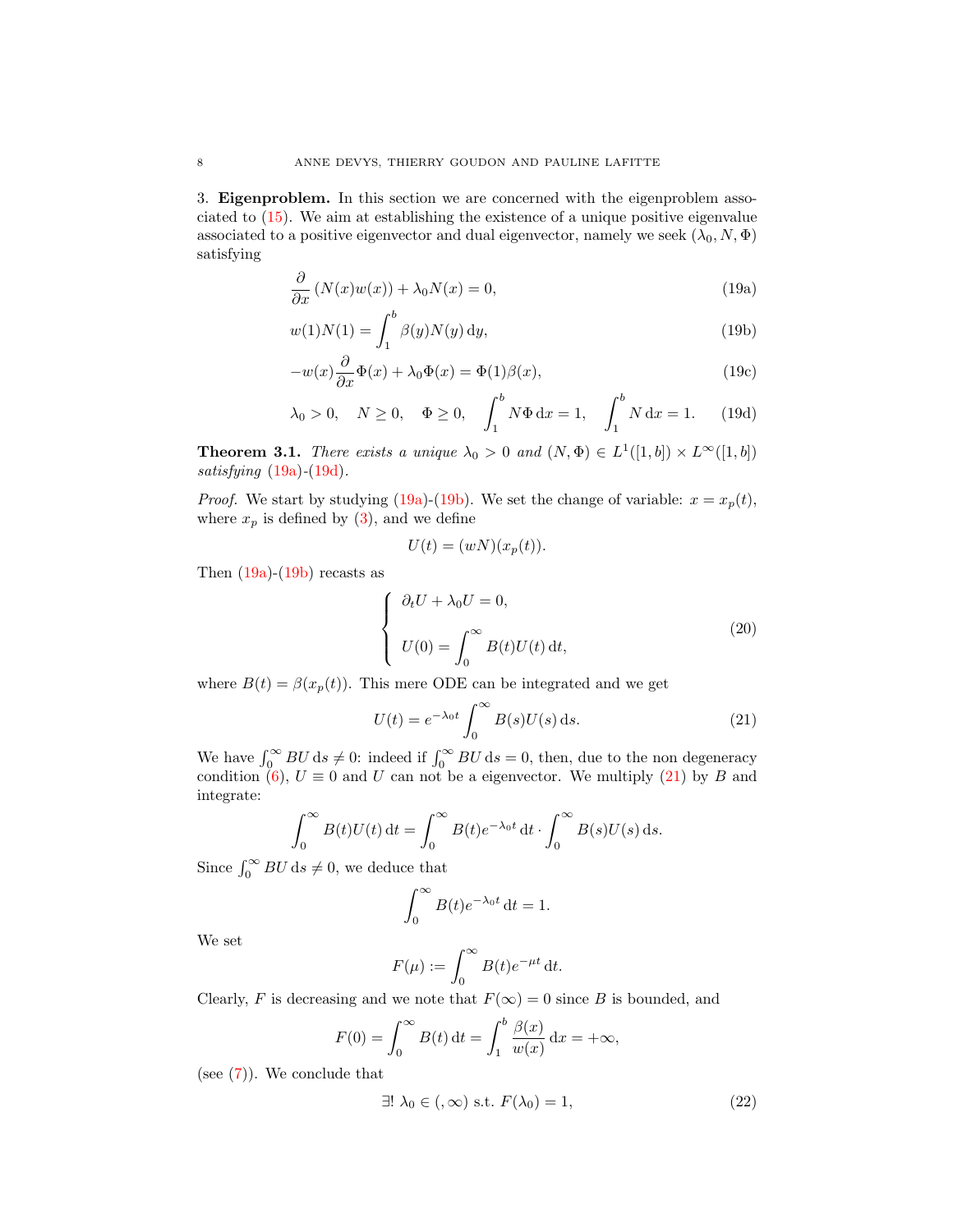3. **Eigenproblem.** In this section we are concerned with the eigenproblem associated to (15). We aim at establishing the existence of a unique positive eigenvalue associated to a positive eigenvector and dual eigenvector, namely we seek $(\lambda_0, N, \Phi)$ satisfying

$$\frac{\partial}{\partial x}\left(N(x)w(x)\right) + \lambda_0 N(x) = 0, \tag{19a}$$

$$w(1)N(1) = \int_1^b \beta(y)N(y)\,\mathrm{d}y, \tag{19b}$$

$$-w(x)\frac{\partial}{\partial x}\Phi(x) + \lambda_0\Phi(x) = \Phi(1)\beta(x), \tag{19c}$$

$$\lambda_0 > 0, \quad N \geq 0, \quad \Phi \geq 0, \quad \int_1^b N\Phi\,\mathrm{d}x = 1, \quad \int_1^b N\,\mathrm{d}x = 1. \tag{19d}$$

**Theorem 3.1.** *There exists a unique $\lambda_0 > 0$ and $(N, \Phi) \in L^1([1,b]) \times L^\infty([1,b])$ satisfying (19a)-(19d).*

*Proof.* We start by studying (19a)-(19b). We set the change of variable: $x = x_p(t)$, where $x_p$ is defined by (3), and we define

$$U(t) = (wN)(x_p(t)).$$

Then (19a)-(19b) recasts as

$$\left\{\begin{array}{l} \partial_t U + \lambda_0 U = 0, \\[2ex] U(0) = \displaystyle\int_0^\infty B(t)U(t)\,\mathrm{d}t, \end{array}\right. \tag{20}$$

where $B(t) = \beta(x_p(t))$. This mere ODE can be integrated and we get

$$U(t) = e^{-\lambda_0 t}\int_0^\infty B(s)U(s)\,\mathrm{d}s. \tag{21}$$

We have $\int_0^\infty BU\,\mathrm{d}s \neq 0$: indeed if $\int_0^\infty BU\,\mathrm{d}s = 0$, then, due to the non degeneracy condition (6), $U \equiv 0$ and $U$ can not be a eigenvector. We multiply (21) by $B$ and integrate:

$$\int_0^\infty B(t)U(t)\,\mathrm{d}t = \int_0^\infty B(t)e^{-\lambda_0 t}\,\mathrm{d}t \cdot \int_0^\infty B(s)U(s)\,\mathrm{d}s.$$

Since $\int_0^\infty BU\,\mathrm{d}s \neq 0$, we deduce that

$$\int_0^\infty B(t)e^{-\lambda_0 t}\,\mathrm{d}t = 1.$$

We set

$$F(\mu) := \int_0^\infty B(t)e^{-\mu t}\,\mathrm{d}t.$$

Clearly, $F$ is decreasing and we note that $F(\infty) = 0$ since $B$ is bounded, and

$$F(0) = \int_0^\infty B(t)\,\mathrm{d}t = \int_1^b \frac{\beta(x)}{w(x)}\,\mathrm{d}x = +\infty,$$

(see (7)). We conclude that

$$\exists!\ \lambda_0 \in (,\infty) \text{ s.t. } F(\lambda_0) = 1, \tag{22}$$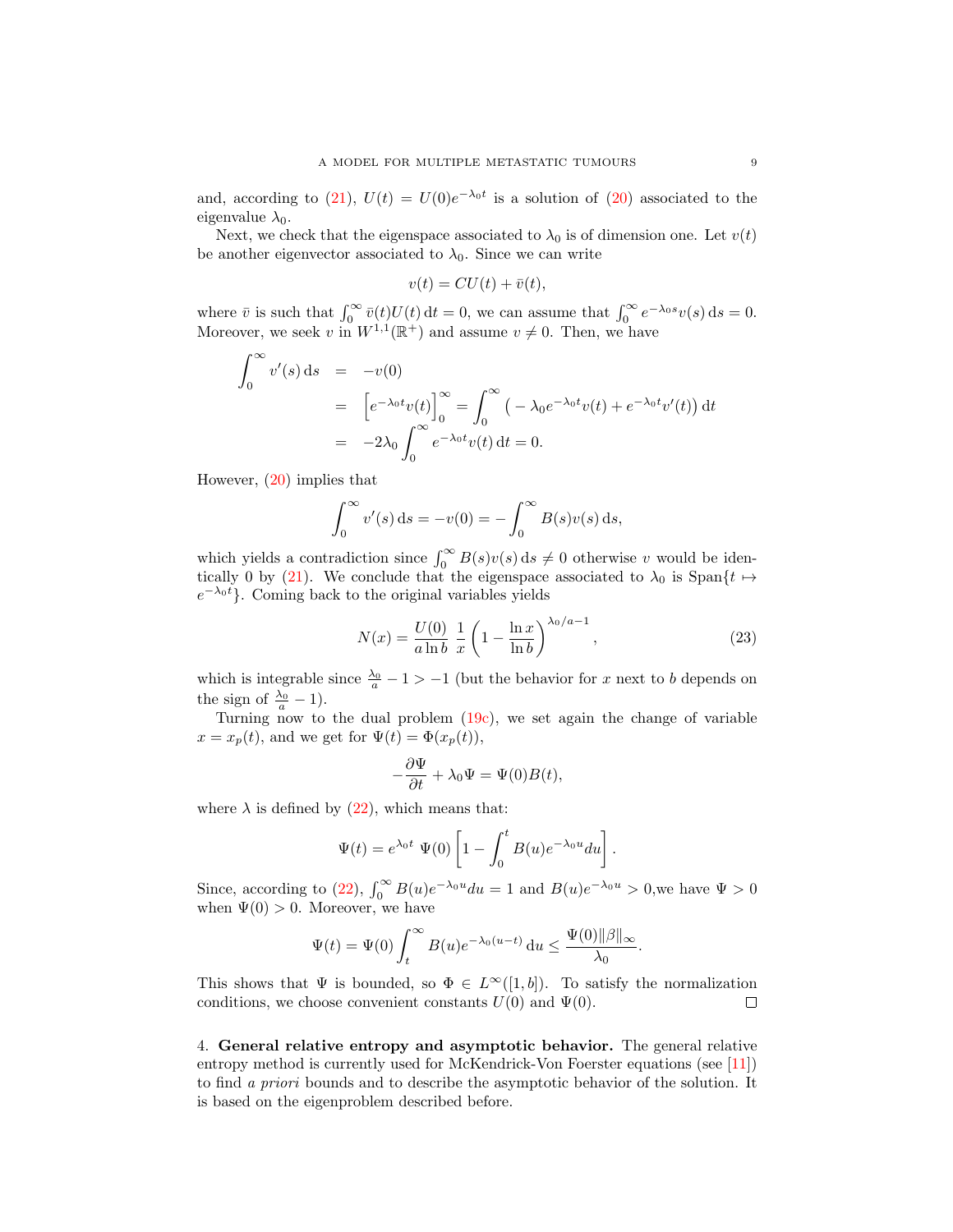and, according to (21), $U(t) = U(0)e^{-\lambda_0 t}$ is a solution of (20) associated to the eigenvalue $\lambda_0$.

Next, we check that the eigenspace associated to $\lambda_0$ is of dimension one. Let $v(t)$ be another eigenvector associated to $\lambda_0$. Since we can write

$$v(t) = CU(t) + \bar{v}(t),$$

where $\bar{v}$ is such that $\int_0^\infty \bar{v}(t)U(t)\,\mathrm{d}t = 0$, we can assume that $\int_0^\infty e^{-\lambda_0 s}v(s)\,\mathrm{d}s = 0$. Moreover, we seek $v$ in $W^{1,1}(\mathbb{R}^+)$ and assume $v \neq 0$. Then, we have

$$\begin{aligned}
\int_0^\infty v'(s)\,\mathrm{d}s &= -v(0) \\
&= \Big[e^{-\lambda_0 t}v(t)\Big]_0^\infty = \int_0^\infty \big(-\lambda_0 e^{-\lambda_0 t}v(t) + e^{-\lambda_0 t}v'(t)\big)\,\mathrm{d}t \\
&= -2\lambda_0 \int_0^\infty e^{-\lambda_0 t}v(t)\,\mathrm{d}t = 0.
\end{aligned}$$

However, (20) implies that

$$\int_0^\infty v'(s)\,\mathrm{d}s = -v(0) = -\int_0^\infty B(s)v(s)\,\mathrm{d}s,$$

which yields a contradiction since $\int_0^\infty B(s)v(s)\,\mathrm{d}s \neq 0$ otherwise $v$ would be identically 0 by (21). We conclude that the eigenspace associated to $\lambda_0$ is $\mathrm{Span}\{t \mapsto e^{-\lambda_0 t}\}$. Coming back to the original variables yields

$$N(x) = \frac{U(0)}{a \ln b}\ \frac{1}{x}\left(1 - \frac{\ln x}{\ln b}\right)^{\lambda_0/a - 1}, \tag{23}$$

which is integrable since $\frac{\lambda_0}{a} - 1 > -1$ (but the behavior for $x$ next to $b$ depends on the sign of $\frac{\lambda_0}{a} - 1$).

Turning now to the dual problem (19c), we set again the change of variable $x = x_p(t)$, and we get for $\Psi(t) = \Phi(x_p(t))$,

$$-\frac{\partial \Psi}{\partial t} + \lambda_0 \Psi = \Psi(0)B(t),$$

where $\lambda$ is defined by (22), which means that:

$$\Psi(t) = e^{\lambda_0 t}\ \Psi(0)\left[1 - \int_0^t B(u)e^{-\lambda_0 u}du\right].$$

Since, according to (22), $\int_0^\infty B(u)e^{-\lambda_0 u}du = 1$ and $B(u)e^{-\lambda_0 u} > 0$,we have $\Psi > 0$ when $\Psi(0) > 0$. Moreover, we have

$$\Psi(t) = \Psi(0)\int_t^\infty B(u)e^{-\lambda_0(u-t)}\,\mathrm{d}u \leq \frac{\Psi(0)\|\beta\|_\infty}{\lambda_0}.$$

This shows that $\Psi$ is bounded, so $\Phi \in L^\infty([1,b])$. To satisfy the normalization conditions, we choose convenient constants $U(0)$ and $\Psi(0)$. ∎

## 4. General relative entropy and asymptotic behavior.

The general relative entropy method is currently used for McKendrick-Von Foerster equations (see [11]) to find *a priori* bounds and to describe the asymptotic behavior of the solution. It is based on the eigenproblem described before.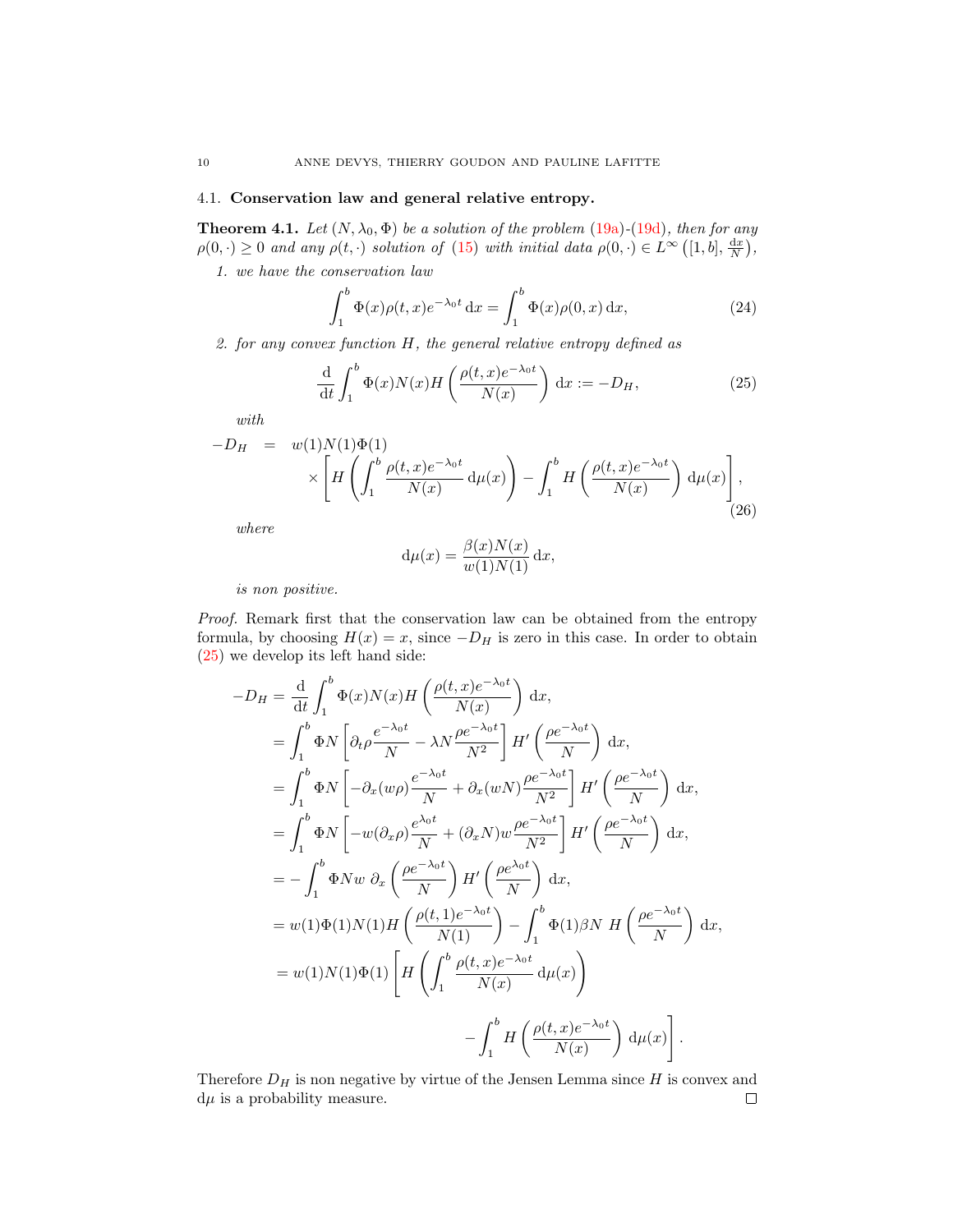### 4.1. **Conservation law and general relative entropy.**

**Theorem 4.1.** *Let $(N, \lambda_0, \Phi)$ be a solution of the problem (19a)-(19d), then for any $\rho(0,\cdot) \geq 0$ and any $\rho(t,\cdot)$ solution of (15) with initial data $\rho(0,\cdot) \in L^\infty\left([1,b], \frac{\mathrm{d}x}{N}\right)$,*

1. *we have the conservation law*

$$\int_1^b \Phi(x)\rho(t,x)e^{-\lambda_0 t}\,\mathrm{d}x = \int_1^b \Phi(x)\rho(0,x)\,\mathrm{d}x, \tag{24}$$

2. *for any convex function $H$, the general relative entropy defined as*

$$\frac{\mathrm{d}}{\mathrm{dt}}\int_1^b \Phi(x)N(x)H\left(\frac{\rho(t,x)e^{-\lambda_0 t}}{N(x)}\right)\,\mathrm{d}x := -D_H, \tag{25}$$

*with*

$$\begin{aligned} -D_H \quad = \quad & w(1)N(1)\Phi(1) \\ & \times\left[H\left(\int_1^b \frac{\rho(t,x)e^{-\lambda_0 t}}{N(x)}\,\mathrm{d}\mu(x)\right) - \int_1^b H\left(\frac{\rho(t,x)e^{-\lambda_0 t}}{N(x)}\right)\,\mathrm{d}\mu(x)\right], \end{aligned} \tag{26}$$

*where*

$$\mathrm{d}\mu(x) = \frac{\beta(x)N(x)}{w(1)N(1)}\,\mathrm{d}x,$$

*is non positive.*

*Proof.* Remark first that the conservation law can be obtained from the entropy formula, by choosing $H(x) = x$, since $-D_H$ is zero in this case. In order to obtain (25) we develop its left hand side:

$$\begin{aligned}
-D_H &= \frac{\mathrm{d}}{\mathrm{dt}}\int_1^b \Phi(x)N(x)H\left(\frac{\rho(t,x)e^{-\lambda_0 t}}{N(x)}\right)\,\mathrm{d}x, \\
&= \int_1^b \Phi N\left[\partial_t\rho\frac{e^{-\lambda_0 t}}{N} - \lambda N\frac{\rho e^{-\lambda_0 t}}{N^2}\right]H'\left(\frac{\rho e^{-\lambda_0 t}}{N}\right)\,\mathrm{d}x, \\
&= \int_1^b \Phi N\left[-\partial_x(w\rho)\frac{e^{-\lambda_0 t}}{N} + \partial_x(wN)\frac{\rho e^{-\lambda_0 t}}{N^2}\right]H'\left(\frac{\rho e^{-\lambda_0 t}}{N}\right)\,\mathrm{d}x, \\
&= \int_1^b \Phi N\left[-w(\partial_x\rho)\frac{e^{\lambda_0 t}}{N} + (\partial_x N)w\frac{\rho e^{-\lambda_0 t}}{N^2}\right]H'\left(\frac{\rho e^{-\lambda_0 t}}{N}\right)\,\mathrm{d}x, \\
&= -\int_1^b \Phi N w\;\partial_x\left(\frac{\rho e^{-\lambda_0 t}}{N}\right)H'\left(\frac{\rho e^{\lambda_0 t}}{N}\right)\,\mathrm{d}x, \\
&= w(1)\Phi(1)N(1)H\left(\frac{\rho(t,1)e^{-\lambda_0 t}}{N(1)}\right) - \int_1^b \Phi(1)\beta N\;H\left(\frac{\rho e^{-\lambda_0 t}}{N}\right)\,\mathrm{d}x, \\
&= w(1)N(1)\Phi(1)\left[H\left(\int_1^b \frac{\rho(t,x)e^{-\lambda_0 t}}{N(x)}\,\mathrm{d}\mu(x)\right)\right. \\
&\qquad\qquad\qquad\qquad \left. - \int_1^b H\left(\frac{\rho(t,x)e^{-\lambda_0 t}}{N(x)}\right)\,\mathrm{d}\mu(x)\right].
\end{aligned}$$

Therefore $D_H$ is non negative by virtue of the Jensen Lemma since $H$ is convex and $\mathrm{d}\mu$ is a probability measure. $\square$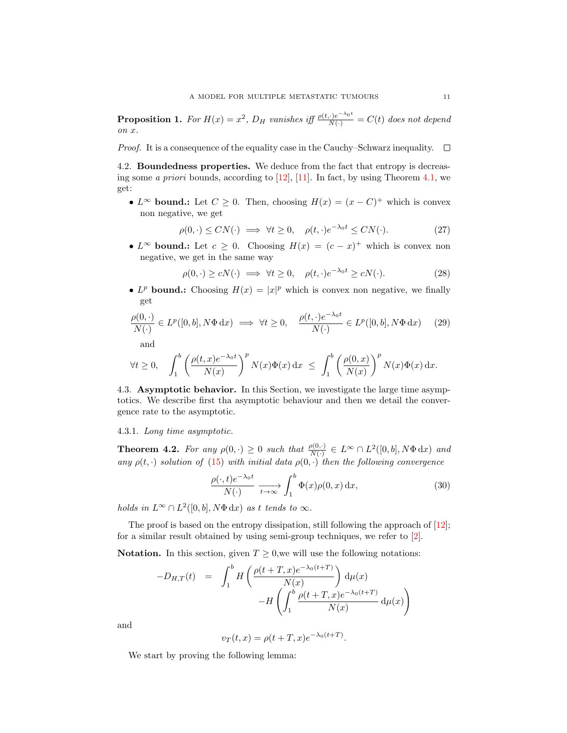**Proposition 1.** *For $H(x) = x^2$, $D_H$ vanishes iff $\frac{\rho(t,\cdot)e^{-\lambda_0 t}}{N(\cdot)} = C(t)$ does not depend on $x$.*

*Proof.* It is a consequence of the equality case in the Cauchy–Schwarz inequality. $\square$

4.2. **Boundedness properties.** We deduce from the fact that entropy is decreasing some *a priori* bounds, according to [12], [11]. In fact, by using Theorem 4.1, we get:

- $L^\infty$ **bound.:** Let $C \geq 0$. Then, choosing $H(x) = (x - C)^+$ which is convex non negative, we get

$$\rho(0,\cdot) \leq CN(\cdot) \implies \forall t \geq 0, \quad \rho(t,\cdot)e^{-\lambda_0 t} \leq CN(\cdot). \tag{27}$$

- $L^\infty$ **bound.:** Let $c \geq 0$. Choosing $H(x) = (c - x)^+$ which is convex non negative, we get in the same way

$$\rho(0,\cdot) \geq cN(\cdot) \implies \forall t \geq 0, \quad \rho(t,\cdot)e^{-\lambda_0 t} \geq cN(\cdot). \tag{28}$$

- $L^p$ **bound.:** Choosing $H(x) = |x|^p$ which is convex non negative, we finally get

$$\frac{\rho(0,\cdot)}{N(\cdot)} \in L^p([0,b], N\Phi\, \mathrm{d}x) \implies \forall t \geq 0, \quad \frac{\rho(t,\cdot)e^{-\lambda_0 t}}{N(\cdot)} \in L^p([0,b], N\Phi\, \mathrm{d}x) \tag{29}$$

  and

$$\forall t \geq 0, \quad \int_1^b \left(\frac{\rho(t,x)e^{-\lambda_0 t}}{N(x)}\right)^p N(x)\Phi(x)\,\mathrm{d}x \;\leq\; \int_1^b \left(\frac{\rho(0,x)}{N(x)}\right)^p N(x)\Phi(x)\,\mathrm{d}x.$$

4.3. **Asymptotic behavior.** In this Section, we investigate the large time asymptotics. We describe first tha asymptotic behaviour and then we detail the convergence rate to the asymptotic.

4.3.1. *Long time asymptotic.*

**Theorem 4.2.** *For any $\rho(0,\cdot) \geq 0$ such that $\frac{\rho(0,\cdot)}{N(\cdot)} \in L^\infty \cap L^2([0,b], N\Phi\,\mathrm{d}x)$ and any $\rho(t,\cdot)$ solution of (15) with initial data $\rho(0,\cdot)$ then the following convergence*

$$\frac{\rho(\cdot,t)e^{-\lambda_0 t}}{N(\cdot)} \xrightarrow[t\to\infty]{} \int_1^b \Phi(x)\rho(0,x)\,\mathrm{d}x, \tag{30}$$

*holds in $L^\infty \cap L^2([0,b], N\Phi\,\mathrm{d}x)$ as $t$ tends to $\infty$.*

The proof is based on the entropy dissipation, still following the approach of [12]; for a similar result obtained by using semi-group techniques, we refer to [2].

**Notation.** In this section, given $T \geq 0$,we will use the following notations:

$$\begin{aligned} -D_{H,T}(t) \quad &= \quad \int_1^b H\left(\frac{\rho(t+T,x)e^{-\lambda_0(t+T)}}{N(x)}\right)\mathrm{d}\mu(x) \\ &\qquad\qquad -H\left(\int_1^b \frac{\rho(t+T,x)e^{-\lambda_0(t+T)}}{N(x)}\,\mathrm{d}\mu(x)\right) \end{aligned}$$

and

$$v_T(t,x) = \rho(t+T,x)e^{-\lambda_0(t+T)}.$$

We start by proving the following lemma: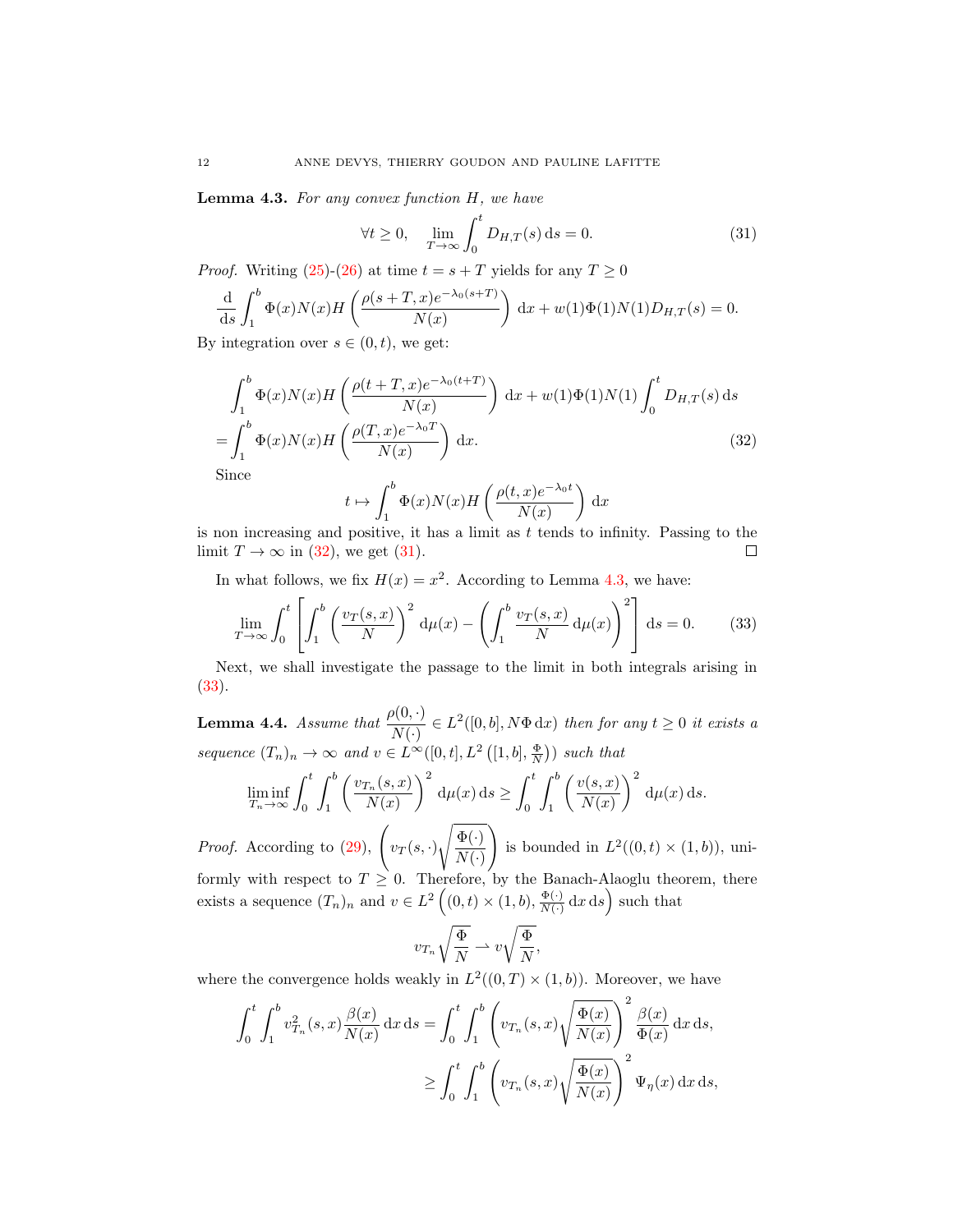**Lemma 4.3.** *For any convex function $H$, we have*

$$\forall t \geq 0, \quad \lim_{T\to\infty} \int_0^t D_{H,T}(s)\,\mathrm{d}s = 0. \tag{31}$$

*Proof.* Writing (25)-(26) at time $t = s + T$ yields for any $T \geq 0$

$$\frac{\mathrm{d}}{\mathrm{d}s}\int_1^b \Phi(x)N(x)H\left(\frac{\rho(s+T,x)e^{-\lambda_0(s+T)}}{N(x)}\right)\mathrm{d}x + w(1)\Phi(1)N(1)D_{H,T}(s) = 0.$$

By integration over $s \in (0,t)$, we get:

$$\begin{aligned}
&\int_1^b \Phi(x)N(x)H\left(\frac{\rho(t+T,x)e^{-\lambda_0(t+T)}}{N(x)}\right)\mathrm{d}x + w(1)\Phi(1)N(1)\int_0^t D_{H,T}(s)\,\mathrm{d}s \\
&= \int_1^b \Phi(x)N(x)H\left(\frac{\rho(T,x)e^{-\lambda_0 T}}{N(x)}\right)\mathrm{d}x.
\end{aligned} \tag{32}$$

Since

$$t \mapsto \int_1^b \Phi(x)N(x)H\left(\frac{\rho(t,x)e^{-\lambda_0 t}}{N(x)}\right)\mathrm{d}x$$

is non increasing and positive, it has a limit as $t$ tends to infinity. Passing to the limit $T \to \infty$ in (32), we get (31). $\square$

In what follows, we fix $H(x) = x^2$. According to Lemma 4.3, we have:

$$\lim_{T\to\infty}\int_0^t \left[\int_1^b \left(\frac{v_T(s,x)}{N}\right)^2 \mathrm{d}\mu(x) - \left(\int_1^b \frac{v_T(s,x)}{N}\,\mathrm{d}\mu(x)\right)^2\right]\mathrm{d}s = 0. \tag{33}$$

Next, we shall investigate the passage to the limit in both integrals arising in (33).

**Lemma 4.4.** *Assume that $\dfrac{\rho(0,\cdot)}{N(\cdot)} \in L^2([0,b], N\Phi\,\mathrm{d}x)$ then for any $t \geq 0$ it exists a sequence $(T_n)_n \to \infty$ and $v \in L^\infty([0,t], L^2\left([1,b], \frac{\Phi}{N}\right))$ such that*

$$\liminf_{T_n\to\infty}\int_0^t\int_1^b \left(\frac{v_{T_n}(s,x)}{N(x)}\right)^2 \mathrm{d}\mu(x)\,\mathrm{d}s \geq \int_0^t\int_1^b \left(\frac{v(s,x)}{N(x)}\right)^2 \mathrm{d}\mu(x)\,\mathrm{d}s.$$

*Proof.* According to (29), $\left(v_T(s,\cdot)\sqrt{\dfrac{\Phi(\cdot)}{N(\cdot)}}\right)$ is bounded in $L^2((0,t)\times(1,b))$, uniformly with respect to $T \geq 0$. Therefore, by the Banach-Alaoglu theorem, there exists a sequence $(T_n)_n$ and $v \in L^2\left((0,t)\times(1,b), \frac{\Phi(\cdot)}{N(\cdot)}\,\mathrm{d}x\,\mathrm{d}s\right)$ such that

$$v_{T_n}\sqrt{\frac{\Phi}{N}} \rightharpoonup v\sqrt{\frac{\Phi}{N}},$$

where the convergence holds weakly in $L^2((0,T)\times(1,b))$. Moreover, we have

$$\begin{aligned}
\int_0^t\int_1^b v_{T_n}^2(s,x)\frac{\beta(x)}{N(x)}\,\mathrm{d}x\,\mathrm{d}s &= \int_0^t\int_1^b \left(v_{T_n}(s,x)\sqrt{\frac{\Phi(x)}{N(x)}}\right)^2 \frac{\beta(x)}{\Phi(x)}\,\mathrm{d}x\,\mathrm{d}s, \\
&\geq \int_0^t\int_1^b \left(v_{T_n}(s,x)\sqrt{\frac{\Phi(x)}{N(x)}}\right)^2 \Psi_\eta(x)\,\mathrm{d}x\,\mathrm{d}s,
\end{aligned}$$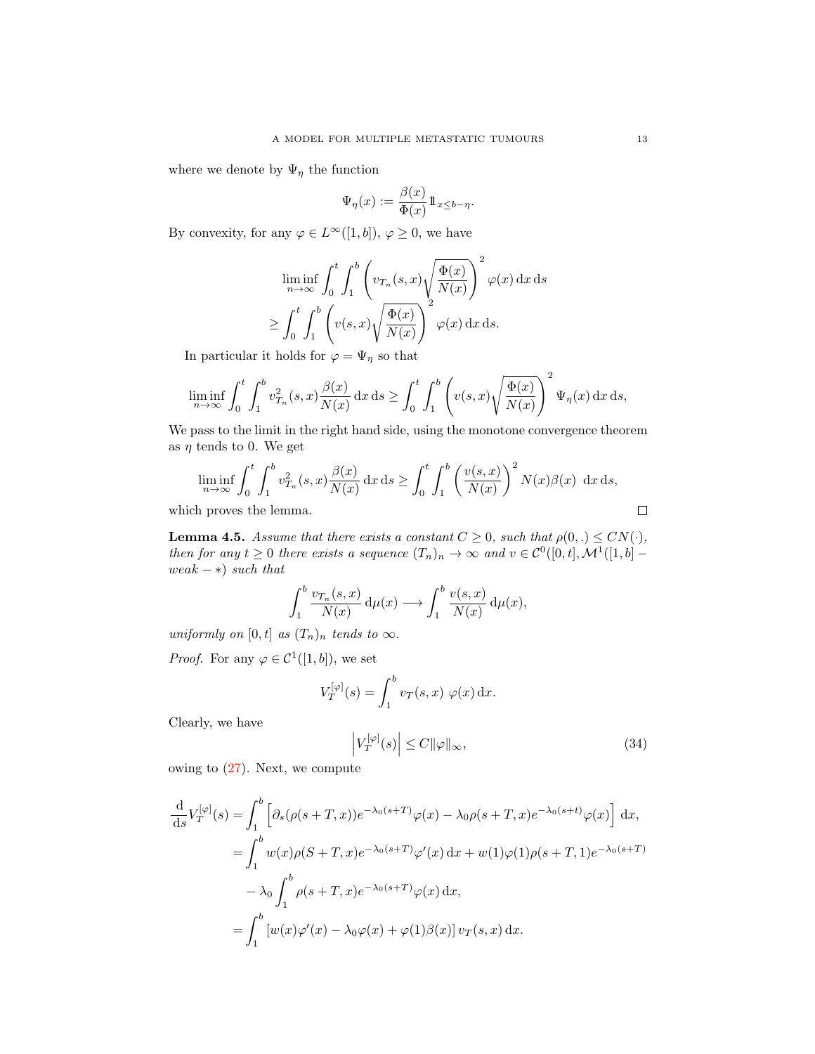where we denote by $\Psi_\eta$ the function

$$\Psi_\eta(x) := \frac{\beta(x)}{\Phi(x)} \mathbb{1}_{x \le b-\eta}.$$

By convexity, for any $\varphi \in L^\infty([1,b])$, $\varphi \geq 0$, we have

$$\liminf_{n\to\infty} \int_0^t \int_1^b \left( v_{T_n}(s,x) \sqrt{\frac{\Phi(x)}{N(x)}} \right)^2 \varphi(x) \, \mathrm{d}x \, \mathrm{d}s$$
$$\geq \int_0^t \int_1^b \left( v(s,x) \sqrt{\frac{\Phi(x)}{N(x)}} \right)^2 \varphi(x) \, \mathrm{d}x \, \mathrm{d}s.$$

In particular it holds for $\varphi = \Psi_\eta$ so that

$$\liminf_{n\to\infty} \int_0^t \int_1^b v_{T_n}^2(s,x) \frac{\beta(x)}{N(x)} \, \mathrm{d}x \, \mathrm{d}s \geq \int_0^t \int_1^b \left( v(s,x) \sqrt{\frac{\Phi(x)}{N(x)}} \right)^2 \Psi_\eta(x) \, \mathrm{d}x \, \mathrm{d}s,$$

We pass to the limit in the right hand side, using the monotone convergence theorem as $\eta$ tends to 0. We get

$$\liminf_{n\to\infty} \int_0^t \int_1^b v_{T_n}^2(s,x) \frac{\beta(x)}{N(x)} \, \mathrm{d}x \, \mathrm{d}s \geq \int_0^t \int_1^b \left( \frac{v(s,x)}{N(x)} \right)^2 N(x)\beta(x) \ \mathrm{d}x \, \mathrm{d}s,$$

which proves the lemma. $\square$

**Lemma 4.5.** *Assume that there exists a constant $C \geq 0$, such that $\rho(0,.) \leq CN(\cdot)$, then for any $t \geq 0$ there exists a sequence $(T_n)_n \to \infty$ and $v \in \mathcal{C}^0([0,t], \mathcal{M}^1([1,b] - weak - *)$ such that*

$$\int_1^b \frac{v_{T_n}(s,x)}{N(x)} \, \mathrm{d}\mu(x) \longrightarrow \int_1^b \frac{v(s,x)}{N(x)} \, \mathrm{d}\mu(x),$$

*uniformly on $[0,t]$ as $(T_n)_n$ tends to $\infty$.*

*Proof.* For any $\varphi \in \mathcal{C}^1([1,b])$, we set

$$V_T^{[\varphi]}(s) = \int_1^b v_T(s,x) \ \varphi(x) \, \mathrm{d}x.$$

Clearly, we have

$$\left| V_T^{[\varphi]}(s) \right| \leq C \|\varphi\|_\infty, \tag{34}$$

owing to (27). Next, we compute

$$\begin{aligned}
\frac{\mathrm{d}}{\mathrm{d}s} V_T^{[\varphi]}(s) &= \int_1^b \left[ \partial_s(\rho(s+T,x)) e^{-\lambda_0(s+T)} \varphi(x) - \lambda_0 \rho(s+T,x) e^{-\lambda_0(s+t)} \varphi(x) \right] \mathrm{d}x, \\
&= \int_1^b w(x) \rho(S+T,x) e^{-\lambda_0(s+T)} \varphi'(x) \, \mathrm{d}x + w(1)\varphi(1)\rho(s+T,1) e^{-\lambda_0(s+T)} \\
&\quad - \lambda_0 \int_1^b \rho(s+T,x) e^{-\lambda_0(s+T)} \varphi(x) \, \mathrm{d}x, \\
&= \int_1^b \left[ w(x)\varphi'(x) - \lambda_0 \varphi(x) + \varphi(1)\beta(x) \right] v_T(s,x) \, \mathrm{d}x.
\end{aligned}$$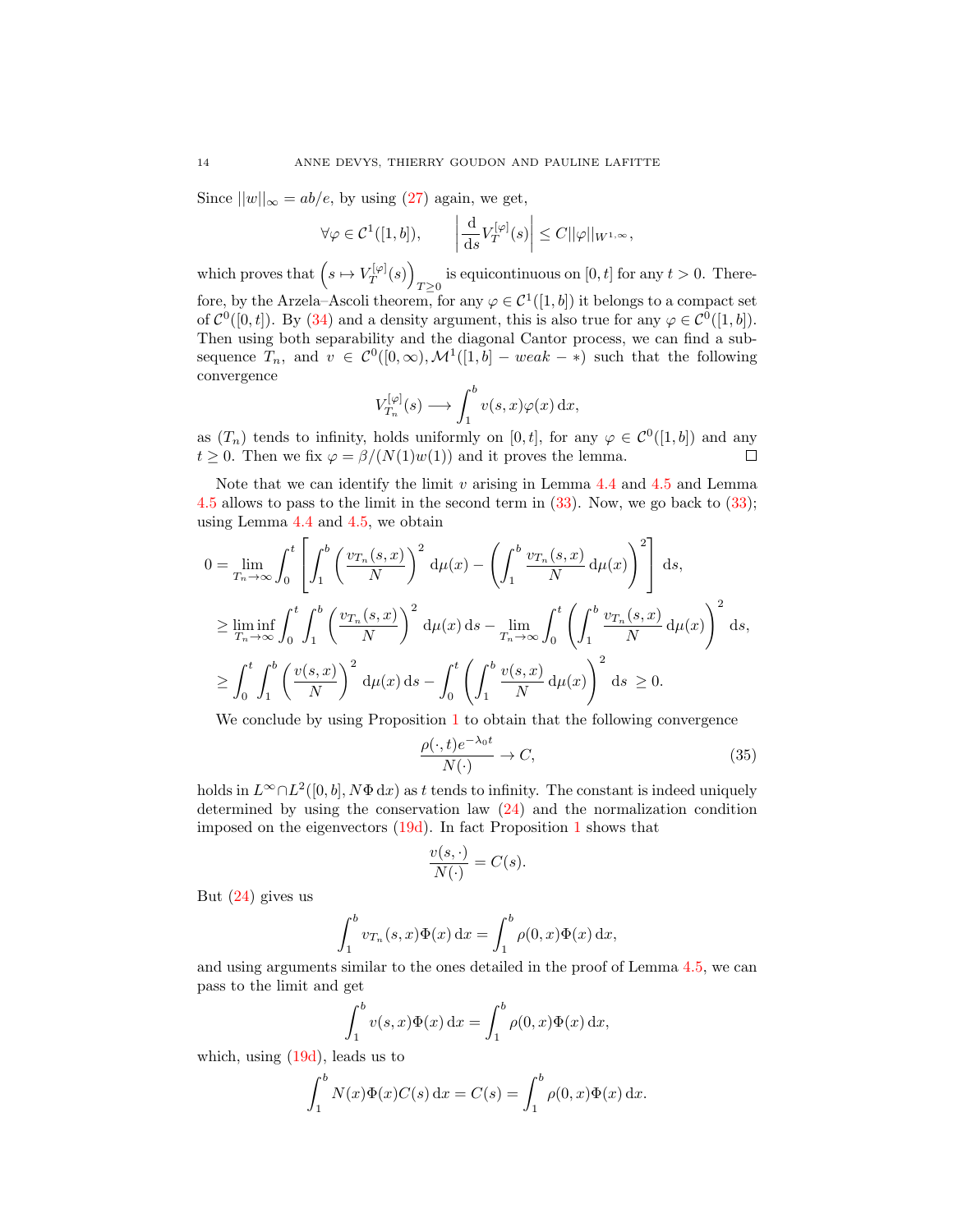Since $||w||_\infty = ab/e$, by using (27) again, we get,

$$\forall \varphi \in \mathcal{C}^1([1,b]), \qquad \left| \frac{\mathrm{d}}{\mathrm{d}s} V_T^{[\varphi]}(s) \right| \le C||\varphi||_{W^{1,\infty}},$$

which proves that $\left(s \mapsto V_T^{[\varphi]}(s)\right)_{T\geq 0}$ is equicontinuous on $[0,t]$ for any $t>0$. Therefore, by the Arzela–Ascoli theorem, for any $\varphi \in \mathcal{C}^1([1,b])$ it belongs to a compact set of $\mathcal{C}^0([0,t])$. By (34) and a density argument, this is also true for any $\varphi \in \mathcal{C}^0([1,b])$. Then using both separability and the diagonal Cantor process, we can find a subsequence $T_n$, and $v \in \mathcal{C}^0([0,\infty), \mathcal{M}^1([1,b] - weak - *)$ such that the following convergence

$$V_{T_n}^{[\varphi]}(s) \longrightarrow \int_1^b v(s,x)\varphi(x)\,\mathrm{d}x,$$

as $(T_n)$ tends to infinity, holds uniformly on $[0,t]$, for any $\varphi \in \mathcal{C}^0([1,b])$ and any $t \geq 0$. Then we fix $\varphi = \beta/(N(1)w(1))$ and it proves the lemma. $\square$

Note that we can identify the limit $v$ arising in Lemma 4.4 and 4.5 and Lemma 4.5 allows to pass to the limit in the second term in (33). Now, we go back to (33); using Lemma 4.4 and 4.5, we obtain

$$\begin{aligned}
0 &= \lim_{T_n\to\infty} \int_0^t \left[ \int_1^b \left(\frac{v_{T_n}(s,x)}{N}\right)^2 \mathrm{d}\mu(x) - \left(\int_1^b \frac{v_{T_n}(s,x)}{N}\,\mathrm{d}\mu(x)\right)^2 \right] \mathrm{d}s,\\
&\geq \liminf_{T_n\to\infty} \int_0^t \int_1^b \left(\frac{v_{T_n}(s,x)}{N}\right)^2 \mathrm{d}\mu(x)\,\mathrm{d}s - \lim_{T_n\to\infty} \int_0^t \left(\int_1^b \frac{v_{T_n}(s,x)}{N}\,\mathrm{d}\mu(x)\right)^2 \mathrm{d}s,\\
&\geq \int_0^t \int_1^b \left(\frac{v(s,x)}{N}\right)^2 \mathrm{d}\mu(x)\,\mathrm{d}s - \int_0^t \left(\int_1^b \frac{v(s,x)}{N}\,\mathrm{d}\mu(x)\right)^2 \mathrm{d}s \;\geq 0.
\end{aligned}$$

We conclude by using Proposition 1 to obtain that the following convergence

$$\frac{\rho(\cdot,t)e^{-\lambda_0 t}}{N(\cdot)} \to C, \tag{35}$$

holds in $L^\infty \cap L^2([0,b], N\Phi\,\mathrm{d}x)$ as $t$ tends to infinity. The constant is indeed uniquely determined by using the conservation law (24) and the normalization condition imposed on the eigenvectors (19d). In fact Proposition 1 shows that

$$\frac{v(s,\cdot)}{N(\cdot)} = C(s).$$

But (24) gives us

$$\int_1^b v_{T_n}(s,x)\Phi(x)\,\mathrm{d}x = \int_1^b \rho(0,x)\Phi(x)\,\mathrm{d}x,$$

and using arguments similar to the ones detailed in the proof of Lemma 4.5, we can pass to the limit and get

$$\int_1^b v(s,x)\Phi(x)\,\mathrm{d}x = \int_1^b \rho(0,x)\Phi(x)\,\mathrm{d}x,$$

which, using (19d), leads us to

$$\int_1^b N(x)\Phi(x)C(s)\,\mathrm{d}x = C(s) = \int_1^b \rho(0,x)\Phi(x)\,\mathrm{d}x.$$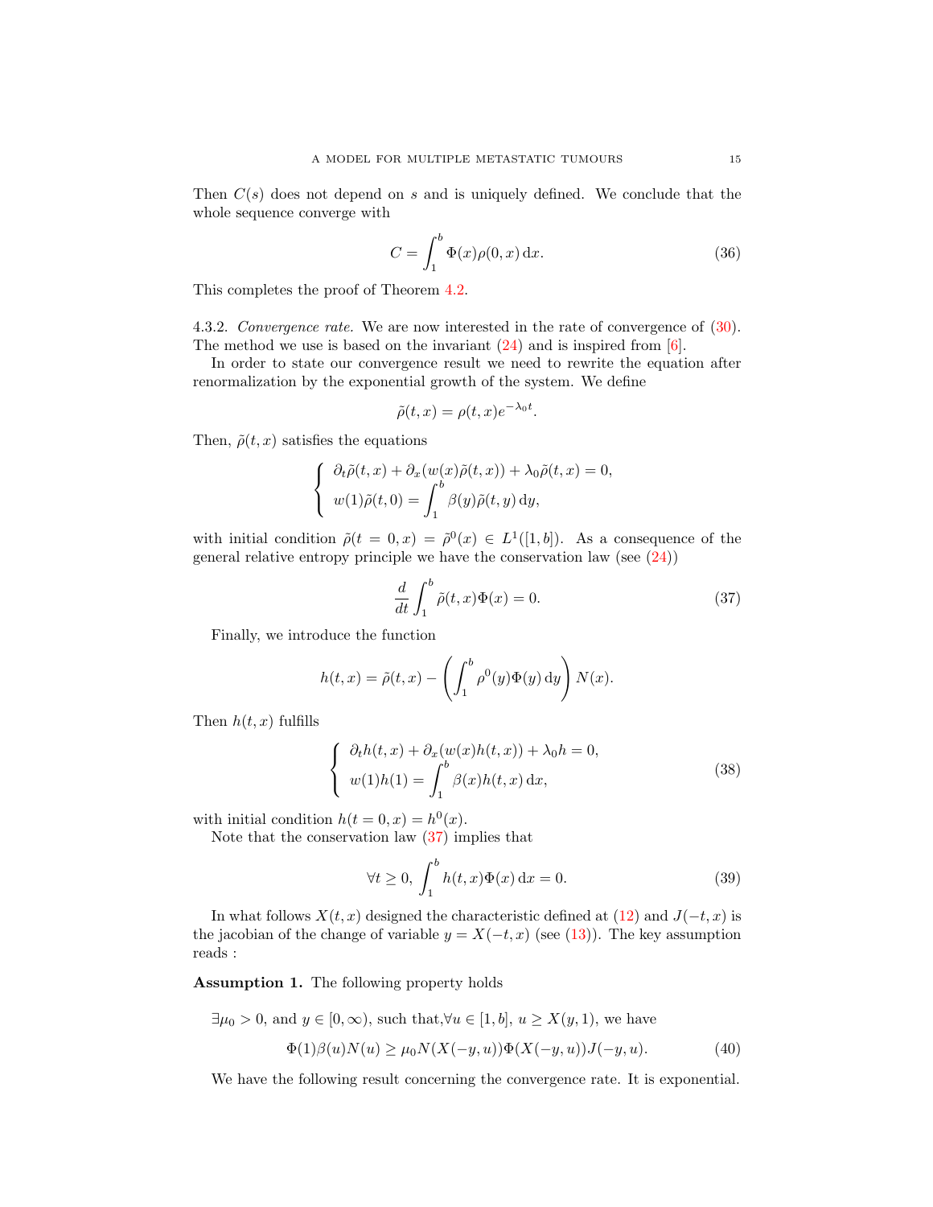Then $C(s)$ does not depend on $s$ and is uniquely defined. We conclude that the whole sequence converge with

$$C = \int_1^b \Phi(x)\rho(0,x)\,\mathrm{d}x. \tag{36}$$

This completes the proof of Theorem 4.2.

4.3.2. *Convergence rate.* We are now interested in the rate of convergence of (30). The method we use is based on the invariant (24) and is inspired from [6].

In order to state our convergence result we need to rewrite the equation after renormalization by the exponential growth of the system. We define

$$\tilde{\rho}(t,x) = \rho(t,x)e^{-\lambda_0 t}.$$

Then, $\tilde{\rho}(t,x)$ satisfies the equations

$$\begin{cases} \partial_t \tilde{\rho}(t,x) + \partial_x(w(x)\tilde{\rho}(t,x)) + \lambda_0 \tilde{\rho}(t,x) = 0, \\ w(1)\tilde{\rho}(t,0) = \displaystyle\int_1^b \beta(y)\tilde{\rho}(t,y)\,\mathrm{d}y, \end{cases}$$

with initial condition $\tilde{\rho}(t=0,x) = \tilde{\rho}^0(x) \in L^1([1,b])$. As a consequence of the general relative entropy principle we have the conservation law (see (24))

$$\frac{d}{dt}\int_1^b \tilde{\rho}(t,x)\Phi(x) = 0. \tag{37}$$

Finally, we introduce the function

$$h(t,x) = \tilde{\rho}(t,x) - \left(\int_1^b \rho^0(y)\Phi(y)\,\mathrm{d}y\right) N(x).$$

Then $h(t,x)$ fulfills

$$\begin{cases} \partial_t h(t,x) + \partial_x(w(x)h(t,x)) + \lambda_0 h = 0, \\ w(1)h(1) = \displaystyle\int_1^b \beta(x)h(t,x)\,\mathrm{d}x, \end{cases} \tag{38}$$

with initial condition $h(t=0,x) = h^0(x)$.

Note that the conservation law (37) implies that

$$\forall t \geq 0, \int_1^b h(t,x)\Phi(x)\,\mathrm{d}x = 0. \tag{39}$$

In what follows $X(t,x)$ designed the characteristic defined at (12) and $J(-t,x)$ is the jacobian of the change of variable $y = X(-t,x)$ (see (13)). The key assumption reads :

**Assumption 1.** The following property holds

$\exists \mu_0 > 0$, and $y \in [0,\infty)$, such that,$\forall u \in [1,b]$, $u \geq X(y,1)$, we have

$$\Phi(1)\beta(u)N(u) \geq \mu_0 N(X(-y,u))\Phi(X(-y,u))J(-y,u). \tag{40}$$

We have the following result concerning the convergence rate. It is exponential.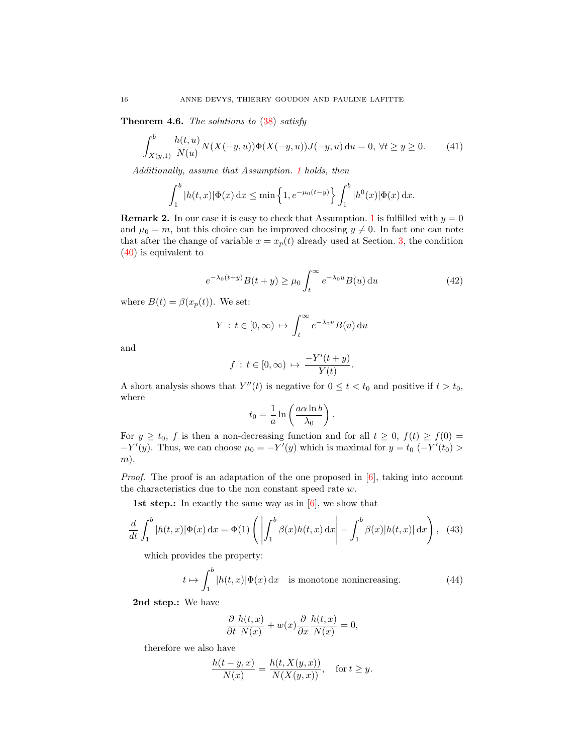**Theorem 4.6.** *The solutions to (38) satisfy*

$$\int_{X(y,1)}^{b} \frac{h(t,u)}{N(u)} N(X(-y,u))\Phi(X(-y,u))J(-y,u)\,\mathrm{d}u = 0, \ \forall t \geq y \geq 0. \tag{41}$$

*Additionally, assume that Assumption. 1 holds, then*

$$\int_1^b |h(t,x)|\Phi(x)\,\mathrm{d}x \leq \min\left\{1, e^{-\mu_0(t-y)}\right\} \int_1^b |h^0(x)|\Phi(x)\,\mathrm{d}x.$$

**Remark 2.** In our case it is easy to check that Assumption. 1 is fulfilled with $y = 0$ and $\mu_0 = m$, but this choice can be improved choosing $y \neq 0$. In fact one can note that after the change of variable $x = x_p(t)$ already used at Section. 3, the condition (40) is equivalent to

$$e^{-\lambda_0(t+y)}B(t+y) \geq \mu_0 \int_t^\infty e^{-\lambda_0 u} B(u)\,\mathrm{d}u \tag{42}$$

where $B(t) = \beta(x_p(t))$. We set:

$$Y \,:\, t \in [0,\infty) \,\mapsto\, \int_t^\infty e^{-\lambda_0 u} B(u)\,\mathrm{d}u$$

and

$$f \,:\, t \in [0,\infty) \,\mapsto\, \frac{-Y'(t+y)}{Y(t)}.$$

A short analysis shows that $Y''(t)$ is negative for $0 \leq t < t_0$ and positive if $t > t_0$, where

$$t_0 = \frac{1}{a} \ln\left(\frac{a\alpha \ln b}{\lambda_0}\right).$$

For $y \geq t_0$, $f$ is then a non-decreasing function and for all $t \geq 0$, $f(t) \geq f(0) = -Y'(y)$. Thus, we can choose $\mu_0 = -Y'(y)$ which is maximal for $y = t_0$ ($-Y'(t_0) > m$).

*Proof.* The proof is an adaptation of the one proposed in [6], taking into account the characteristics due to the non constant speed rate $w$.

**1st step.:** In exactly the same way as in [6], we show that

$$\frac{d}{dt} \int_1^b |h(t,x)|\Phi(x)\,\mathrm{d}x = \Phi(1)\left(\left|\int_1^b \beta(x)h(t,x)\,\mathrm{d}x\right| - \int_1^b \beta(x)|h(t,x)|\,\mathrm{d}x\right), \tag{43}$$

which provides the property:

$$t \mapsto \int_1^b |h(t,x)|\Phi(x)\,\mathrm{d}x \quad \text{is monotone nonincreasing.} \tag{44}$$

**2nd step.:** We have

$$\frac{\partial}{\partial t}\frac{h(t,x)}{N(x)} + w(x)\frac{\partial}{\partial x}\frac{h(t,x)}{N(x)} = 0,$$

therefore we also have

$$\frac{h(t-y,x)}{N(x)} = \frac{h(t,X(y,x))}{N(X(y,x))}, \quad \text{for } t \geq y.$$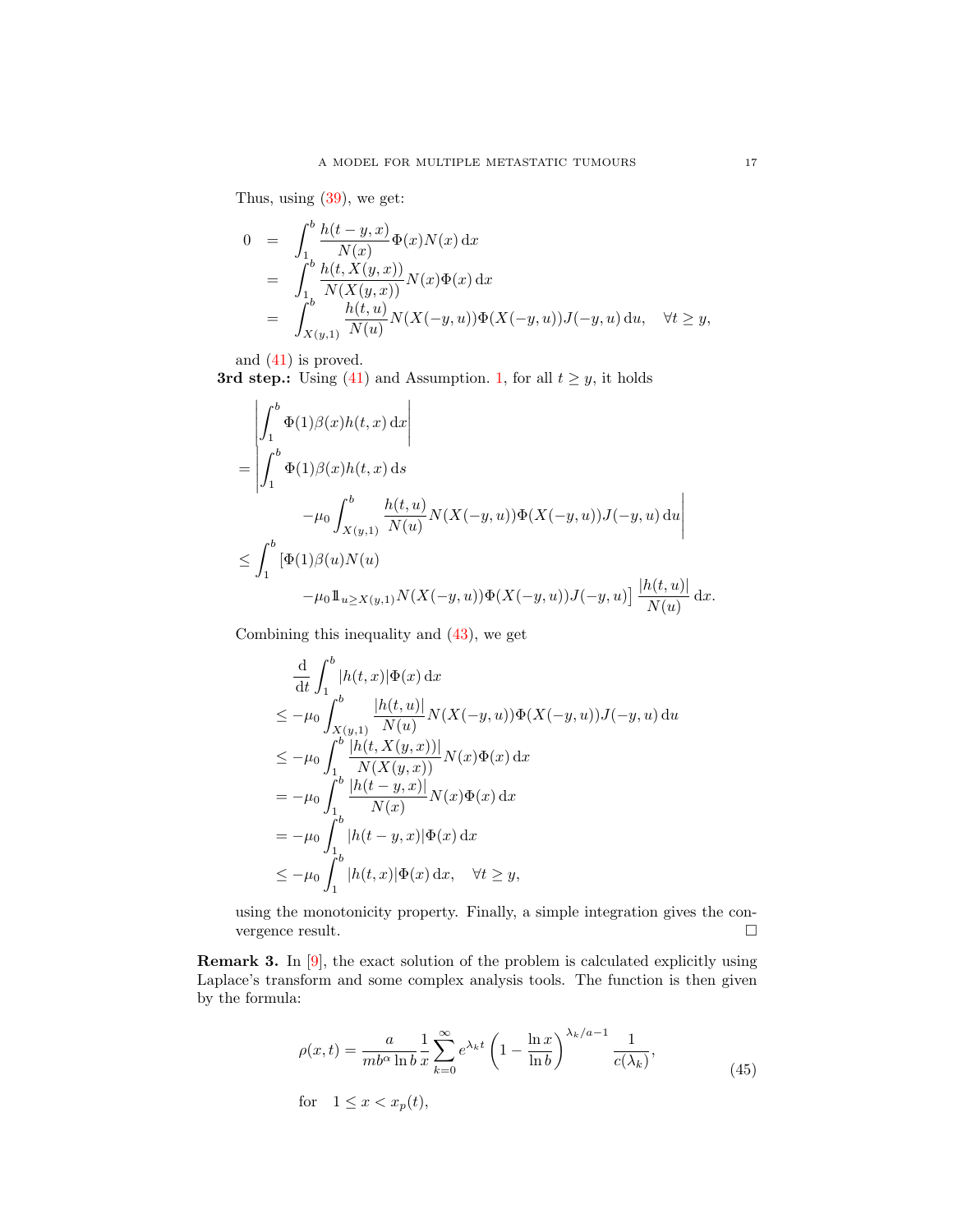Thus, using (39), we get:

$$
\begin{aligned}
0 &= \int_1^b \frac{h(t-y,x)}{N(x)}\Phi(x)N(x)\,\mathrm{d}x \\
&= \int_1^b \frac{h(t,X(y,x))}{N(X(y,x))}N(x)\Phi(x)\,\mathrm{d}x \\
&= \int_{X(y,1)}^b \frac{h(t,u)}{N(u)}N(X(-y,u))\Phi(X(-y,u))J(-y,u)\,\mathrm{d}u, \quad \forall t \geq y,
\end{aligned}
$$

and (41) is proved.

**3rd step.:** Using (41) and Assumption. 1, for all $t \geq y$, it holds

$$
\begin{aligned}
&\left|\int_1^b \Phi(1)\beta(x)h(t,x)\,\mathrm{d}x\right| \\
&= \left|\int_1^b \Phi(1)\beta(x)h(t,x)\,\mathrm{d}s \right. \\
&\qquad \left. -\mu_0 \int_{X(y,1)}^b \frac{h(t,u)}{N(u)}N(X(-y,u))\Phi(X(-y,u))J(-y,u)\,\mathrm{d}u\right| \\
&\leq \int_1^b [\Phi(1)\beta(u)N(u) \\
&\qquad -\mu_0 \mathbb{1}_{u\geq X(y,1)}N(X(-y,u))\Phi(X(-y,u))J(-y,u)] \frac{|h(t,u)|}{N(u)}\,\mathrm{d}x.
\end{aligned}
$$

Combining this inequality and (43), we get

$$
\begin{aligned}
&\frac{\mathrm{d}}{\mathrm{d}t}\int_1^b |h(t,x)|\Phi(x)\,\mathrm{d}x \\
&\leq -\mu_0 \int_{X(y,1)}^b \frac{|h(t,u)|}{N(u)}N(X(-y,u))\Phi(X(-y,u))J(-y,u)\,\mathrm{d}u \\
&\leq -\mu_0 \int_1^b \frac{|h(t,X(y,x))|}{N(X(y,x))}N(x)\Phi(x)\,\mathrm{d}x \\
&= -\mu_0 \int_1^b \frac{|h(t-y,x)|}{N(x)}N(x)\Phi(x)\,\mathrm{d}x \\
&= -\mu_0 \int_1^b |h(t-y,x)|\Phi(x)\,\mathrm{d}x \\
&\leq -\mu_0 \int_1^b |h(t,x)|\Phi(x)\,\mathrm{d}x, \quad \forall t \geq y,
\end{aligned}
$$

using the monotonicity property. Finally, a simple integration gives the convergence result. □

**Remark 3.** In [9], the exact solution of the problem is calculated explicitly using Laplace's transform and some complex analysis tools. The function is then given by the formula:

$$
\rho(x,t) = \frac{a}{mb^\alpha \ln b}\frac{1}{x}\sum_{k=0}^{\infty} e^{\lambda_k t}\left(1 - \frac{\ln x}{\ln b}\right)^{\lambda_k/a-1}\frac{1}{c(\lambda_k)}, \tag{45}
$$

for $\quad 1 \leq x < x_p(t)$,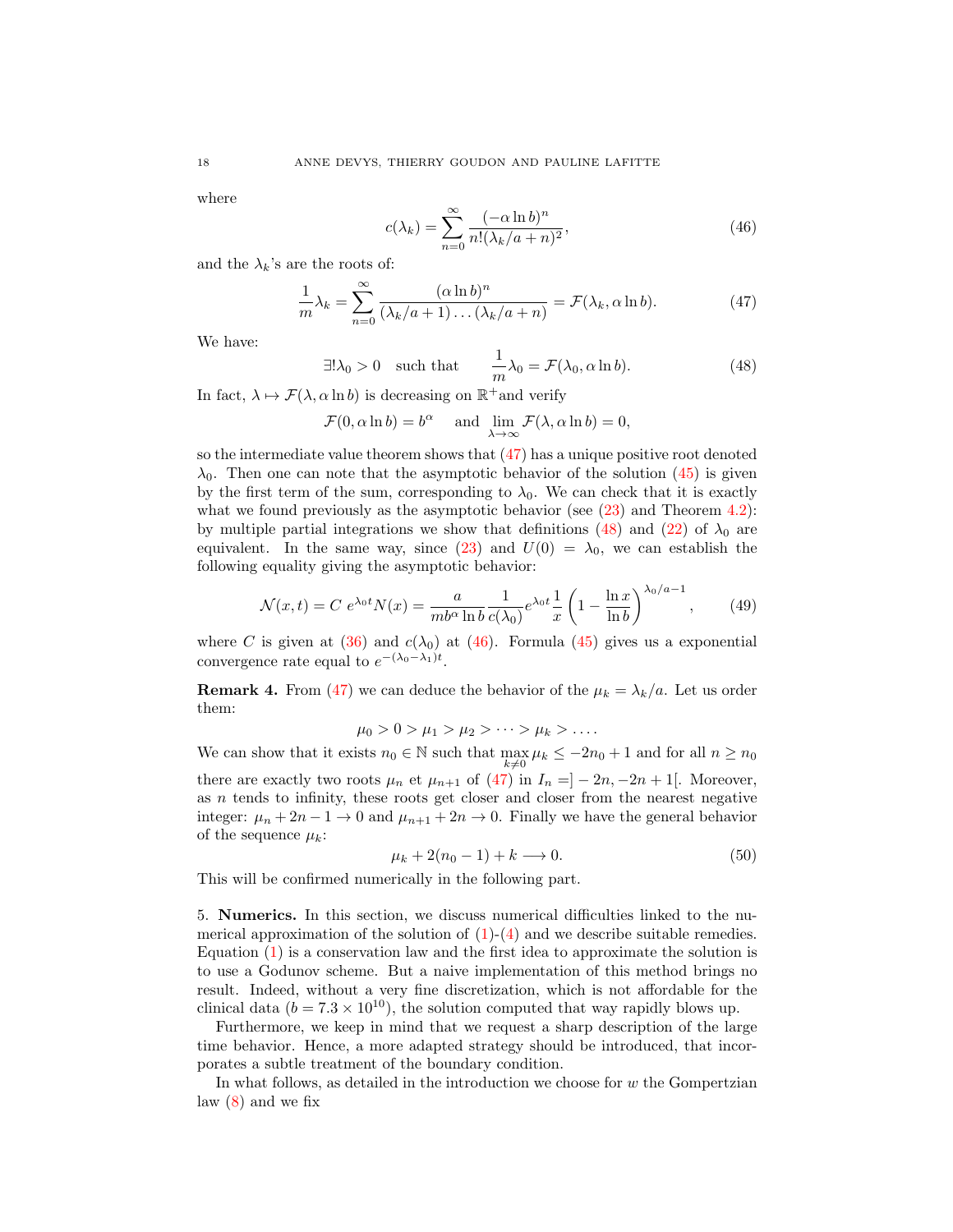where

$$c(\lambda_k) = \sum_{n=0}^{\infty} \frac{(-\alpha \ln b)^n}{n!(\lambda_k/a + n)^2}, \tag{46}$$

and the $\lambda_k$'s are the roots of:

$$\frac{1}{m}\lambda_k = \sum_{n=0}^{\infty} \frac{(\alpha \ln b)^n}{(\lambda_k/a + 1)\dots(\lambda_k/a + n)} = \mathcal{F}(\lambda_k, \alpha \ln b). \tag{47}$$

We have:

$$\exists ! \lambda_0 > 0 \quad \text{such that} \qquad \frac{1}{m}\lambda_0 = \mathcal{F}(\lambda_0, \alpha \ln b). \tag{48}$$

In fact, $\lambda \mapsto \mathcal{F}(\lambda, \alpha \ln b)$ is decreasing on $\mathbb{R}^+$and verify

$$\mathcal{F}(0, \alpha \ln b) = b^\alpha \quad \text{ and } \lim_{\lambda \to \infty} \mathcal{F}(\lambda, \alpha \ln b) = 0,$$

so the intermediate value theorem shows that (47) has a unique positive root denoted $\lambda_0$. Then one can note that the asymptotic behavior of the solution (45) is given by the first term of the sum, corresponding to $\lambda_0$. We can check that it is exactly what we found previously as the asymptotic behavior (see (23) and Theorem 4.2): by multiple partial integrations we show that definitions (48) and (22) of $\lambda_0$ are equivalent. In the same way, since (23) and $U(0) = \lambda_0$, we can establish the following equality giving the asymptotic behavior:

$$\mathcal{N}(x,t) = C\ e^{\lambda_0 t} N(x) = \frac{a}{m b^\alpha \ln b} \frac{1}{c(\lambda_0)} e^{\lambda_0 t} \frac{1}{x} \left(1 - \frac{\ln x}{\ln b}\right)^{\lambda_0/a - 1}, \tag{49}$$

where $C$ is given at (36) and $c(\lambda_0)$ at (46). Formula (45) gives us a exponential convergence rate equal to $e^{-(\lambda_0 - \lambda_1)t}$.

**Remark 4.** From (47) we can deduce the behavior of the $\mu_k = \lambda_k/a$. Let us order them:

$$\mu_0 > 0 > \mu_1 > \mu_2 > \dots > \mu_k > \dots.$$

We can show that it exists $n_0 \in \mathbb{N}$ such that $\max_{k \neq 0} \mu_k \leq -2n_0 + 1$ and for all $n \geq n_0$ there are exactly two roots $\mu_n$ et $\mu_{n+1}$ of (47) in $I_n = ]-2n, -2n+1[$. Moreover, as $n$ tends to infinity, these roots get closer and closer from the nearest negative integer: $\mu_n + 2n - 1 \to 0$ and $\mu_{n+1} + 2n \to 0$. Finally we have the general behavior of the sequence $\mu_k$:

$$\mu_k + 2(n_0 - 1) + k \longrightarrow 0. \tag{50}$$

This will be confirmed numerically in the following part.

5. **Numerics.** In this section, we discuss numerical difficulties linked to the numerical approximation of the solution of (1)-(4) and we describe suitable remedies. Equation (1) is a conservation law and the first idea to approximate the solution is to use a Godunov scheme. But a naive implementation of this method brings no result. Indeed, without a very fine discretization, which is not affordable for the clinical data ($b = 7.3 \times 10^{10}$), the solution computed that way rapidly blows up.

Furthermore, we keep in mind that we request a sharp description of the large time behavior. Hence, a more adapted strategy should be introduced, that incorporates a subtle treatment of the boundary condition.

In what follows, as detailed in the introduction we choose for $w$ the Gompertzian law (8) and we fix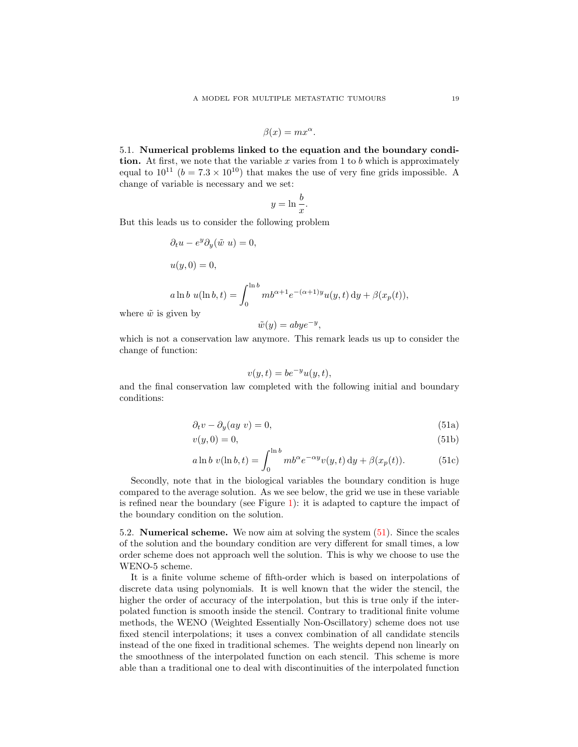$$\beta(x) = mx^\alpha.$$

**5.1. Numerical problems linked to the equation and the boundary condition.** At first, we note that the variable $x$ varies from 1 to $b$ which is approximately equal to $10^{11}$ ($b = 7.3 \times 10^{10}$) that makes the use of very fine grids impossible. A change of variable is necessary and we set:

$$y = \ln \frac{b}{x}.$$

But this leads us to consider the following problem

$$\partial_t u - e^y \partial_y (\tilde{w}\ u) = 0,$$

$$u(y, 0) = 0,$$

$$a \ln b\ u(\ln b, t) = \int_0^{\ln b} m b^{\alpha+1} e^{-(\alpha+1)y} u(y, t)\, \mathrm{d}y + \beta(x_p(t)),$$

where $\tilde{w}$ is given by

$$\tilde{w}(y) = abye^{-y},$$

which is not a conservation law anymore. This remark leads us up to consider the change of function:

$$v(y, t) = be^{-y} u(y, t),$$

and the final conservation law completed with the following initial and boundary conditions:

$$\partial_t v - \partial_y (ay\ v) = 0, \tag{51a}$$

$$v(y, 0) = 0, \tag{51b}$$

$$a \ln b\ v(\ln b, t) = \int_0^{\ln b} m b^{\alpha} e^{-\alpha y} v(y, t)\, \mathrm{d}y + \beta(x_p(t)). \tag{51c}$$

Secondly, note that in the biological variables the boundary condition is huge compared to the average solution. As we see below, the grid we use in these variable is refined near the boundary (see Figure 1): it is adapted to capture the impact of the boundary condition on the solution.

**5.2. Numerical scheme.** We now aim at solving the system (51). Since the scales of the solution and the boundary condition are very different for small times, a low order scheme does not approach well the solution. This is why we choose to use the WENO-5 scheme.

It is a finite volume scheme of fifth-order which is based on interpolations of discrete data using polynomials. It is well known that the wider the stencil, the higher the order of accuracy of the interpolation, but this is true only if the interpolated function is smooth inside the stencil. Contrary to traditional finite volume methods, the WENO (Weighted Essentially Non-Oscillatory) scheme does not use fixed stencil interpolations; it uses a convex combination of all candidate stencils instead of the one fixed in traditional schemes. The weights depend non linearly on the smoothness of the interpolated function on each stencil. This scheme is more able than a traditional one to deal with discontinuities of the interpolated function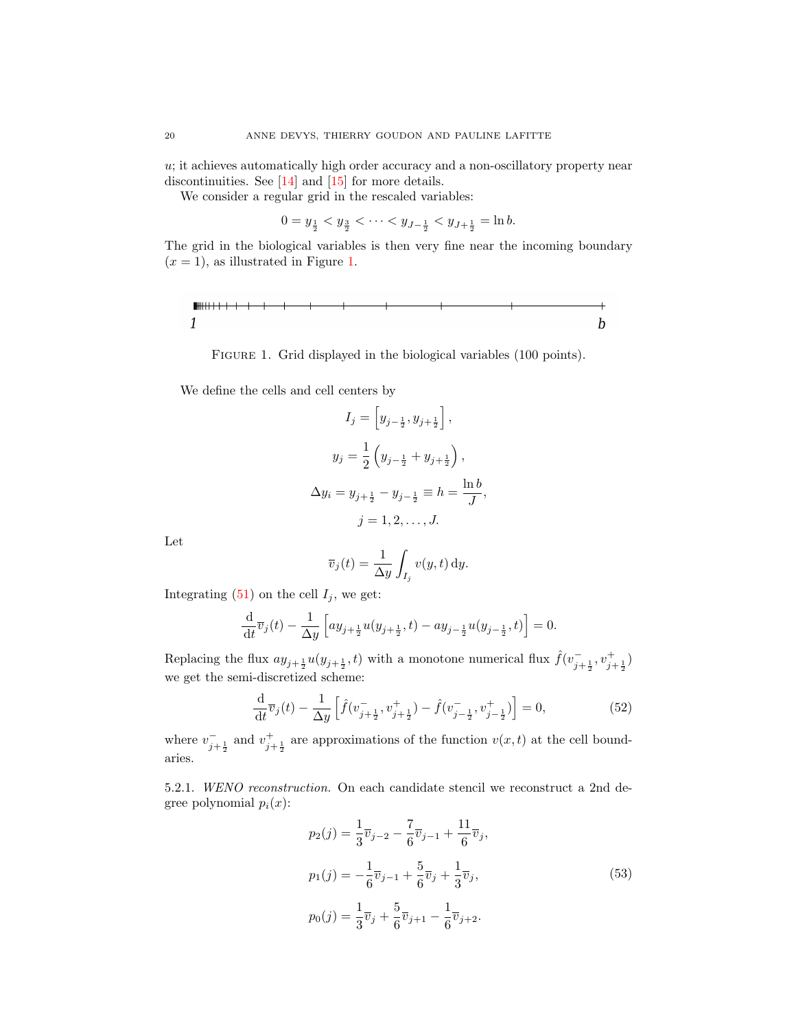$u$; it achieves automatically high order accuracy and a non-oscillatory property near discontinuities. See [14] and [15] for more details.

We consider a regular grid in the rescaled variables:

$$0 = y_{\frac{1}{2}} < y_{\frac{3}{2}} < \cdots < y_{J-\frac{1}{2}} < y_{J+\frac{1}{2}} = \ln b.$$

The grid in the biological variables is then very fine near the incoming boundary ($x = 1$), as illustrated in Figure 1.

FIGURE 1. Grid displayed in the biological variables (100 points).

We define the cells and cell centers by

$$I_j = \left[ y_{j-\frac{1}{2}}, y_{j+\frac{1}{2}} \right],$$

$$y_j = \frac{1}{2}\left( y_{j-\frac{1}{2}} + y_{j+\frac{1}{2}} \right),$$

$$\Delta y_i = y_{j+\frac{1}{2}} - y_{j-\frac{1}{2}} \equiv h = \frac{\ln b}{J},$$

$$j = 1, 2, \ldots, J.$$

Let

$$\overline{v}_j(t) = \frac{1}{\Delta y} \int_{I_j} v(y,t)\,\mathrm{d}y.$$

Integrating (51) on the cell $I_j$, we get:

$$\frac{\mathrm{d}}{\mathrm{d}t}\overline{v}_j(t) - \frac{1}{\Delta y}\left[ a y_{j+\frac{1}{2}} u(y_{j+\frac{1}{2}}, t) - a y_{j-\frac{1}{2}} u(y_{j-\frac{1}{2}}, t) \right] = 0.$$

Replacing the flux $a y_{j+\frac{1}{2}} u(y_{j+\frac{1}{2}}, t)$ with a monotone numerical flux $\hat{f}(v^-_{j+\frac{1}{2}}, v^+_{j+\frac{1}{2}})$ we get the semi-discretized scheme:

$$\frac{\mathrm{d}}{\mathrm{d}t}\overline{v}_j(t) - \frac{1}{\Delta y}\left[ \hat{f}(v^-_{j+\frac{1}{2}}, v^+_{j+\frac{1}{2}}) - \hat{f}(v^-_{j-\frac{1}{2}}, v^+_{j-\frac{1}{2}}) \right] = 0, \tag{52}$$

where $v^-_{j+\frac{1}{2}}$ and $v^+_{j+\frac{1}{2}}$ are approximations of the function $v(x,t)$ at the cell boundaries.

5.2.1. *WENO reconstruction.* On each candidate stencil we reconstruct a 2nd degree polynomial $p_i(x)$:

$$\begin{aligned}
p_2(j) &= \frac{1}{3}\overline{v}_{j-2} - \frac{7}{6}\overline{v}_{j-1} + \frac{11}{6}\overline{v}_j, \\
p_1(j) &= -\frac{1}{6}\overline{v}_{j-1} + \frac{5}{6}\overline{v}_j + \frac{1}{3}\overline{v}_j, \\
p_0(j) &= \frac{1}{3}\overline{v}_j + \frac{5}{6}\overline{v}_{j+1} - \frac{1}{6}\overline{v}_{j+2}.
\end{aligned} \tag{53}$$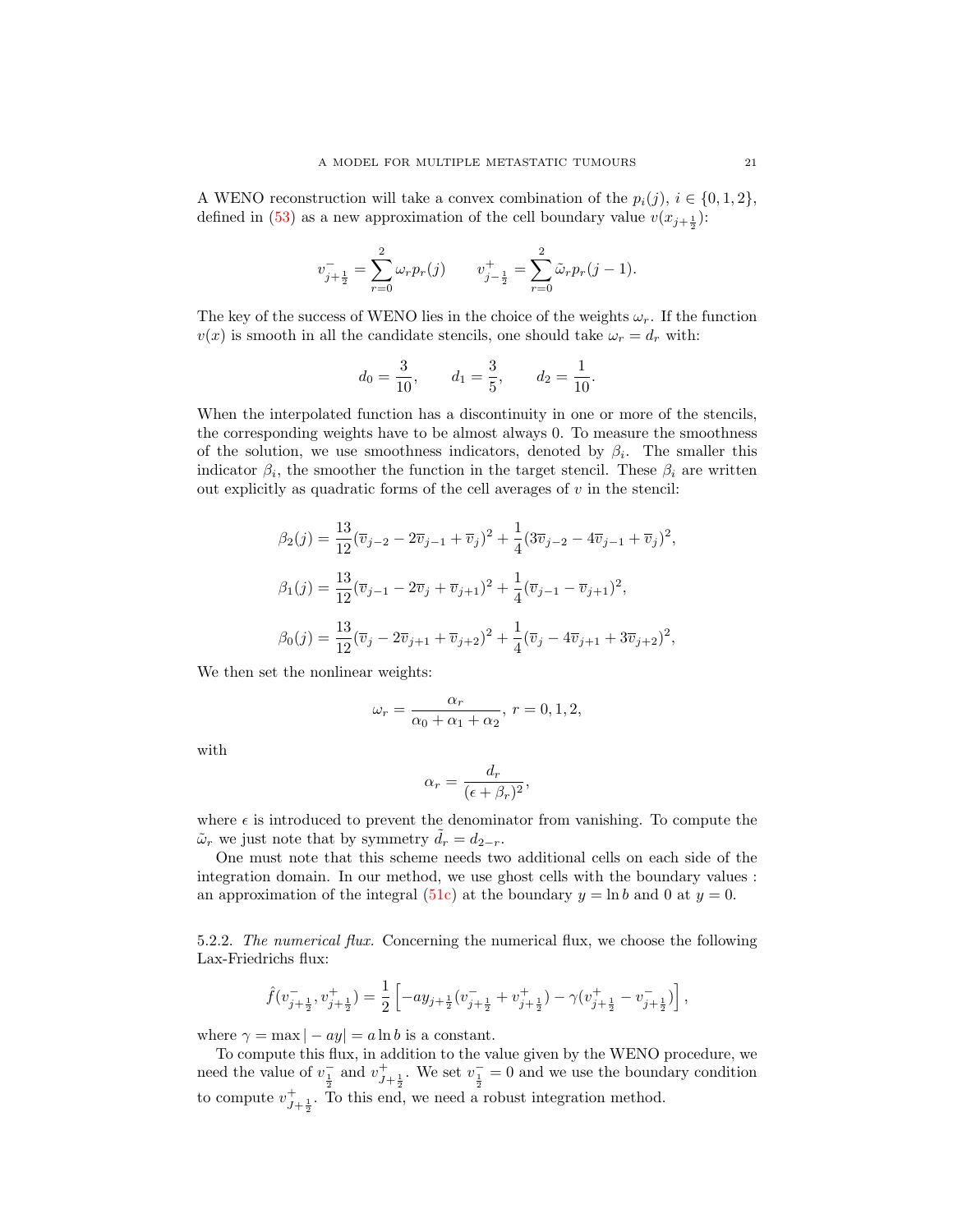A WENO reconstruction will take a convex combination of the $p_i(j)$, $i \in \{0,1,2\}$, defined in (53) as a new approximation of the cell boundary value $v(x_{j+\frac{1}{2}})$:

$$v^-_{j+\frac{1}{2}} = \sum_{r=0}^{2} \omega_r p_r(j) \qquad v^+_{j-\frac{1}{2}} = \sum_{r=0}^{2} \tilde{\omega}_r p_r(j-1).$$

The key of the success of WENO lies in the choice of the weights $\omega_r$. If the function $v(x)$ is smooth in all the candidate stencils, one should take $\omega_r = d_r$ with:

$$d_0 = \frac{3}{10}, \qquad d_1 = \frac{3}{5}, \qquad d_2 = \frac{1}{10}.$$

When the interpolated function has a discontinuity in one or more of the stencils, the corresponding weights have to be almost always 0. To measure the smoothness of the solution, we use smoothness indicators, denoted by $\beta_i$. The smaller this indicator $\beta_i$, the smoother the function in the target stencil. These $\beta_i$ are written out explicitly as quadratic forms of the cell averages of $v$ in the stencil:

$$\beta_2(j) = \frac{13}{12}(\overline{v}_{j-2} - 2\overline{v}_{j-1} + \overline{v}_j)^2 + \frac{1}{4}(3\overline{v}_{j-2} - 4\overline{v}_{j-1} + \overline{v}_j)^2,$$

$$\beta_1(j) = \frac{13}{12}(\overline{v}_{j-1} - 2\overline{v}_{j} + \overline{v}_{j+1})^2 + \frac{1}{4}(\overline{v}_{j-1} - \overline{v}_{j+1})^2,$$

$$\beta_0(j) = \frac{13}{12}(\overline{v}_{j} - 2\overline{v}_{j+1} + \overline{v}_{j+2})^2 + \frac{1}{4}(\overline{v}_{j} - 4\overline{v}_{j+1} + 3\overline{v}_{j+2})^2,$$

We then set the nonlinear weights:

$$\omega_r = \frac{\alpha_r}{\alpha_0 + \alpha_1 + \alpha_2},\ r = 0,1,2,$$

with

$$\alpha_r = \frac{d_r}{(\epsilon + \beta_r)^2},$$

where $\epsilon$ is introduced to prevent the denominator from vanishing. To compute the $\tilde{\omega}_r$ we just note that by symmetry $\tilde{d}_r = d_{2-r}$.

One must note that this scheme needs two additional cells on each side of the integration domain. In our method, we use ghost cells with the boundary values : an approximation of the integral (51c) at the boundary $y = \ln b$ and 0 at $y = 0$.

5.2.2. *The numerical flux.* Concerning the numerical flux, we choose the following Lax-Friedrichs flux:

$$\hat{f}(v^-_{j+\frac{1}{2}}, v^+_{j+\frac{1}{2}}) = \frac{1}{2}\left[-ay_{j+\frac{1}{2}}(v^-_{j+\frac{1}{2}} + v^+_{j+\frac{1}{2}}) - \gamma(v^+_{j+\frac{1}{2}} - v^-_{j+\frac{1}{2}})\right],$$

where $\gamma = \max|-ay| = a\ln b$ is a constant.

To compute this flux, in addition to the value given by the WENO procedure, we need the value of $v^-_{\frac{1}{2}}$ and $v^+_{J+\frac{1}{2}}$. We set $v^-_{\frac{1}{2}} = 0$ and we use the boundary condition to compute $v^+_{J+\frac{1}{2}}$. To this end, we need a robust integration method.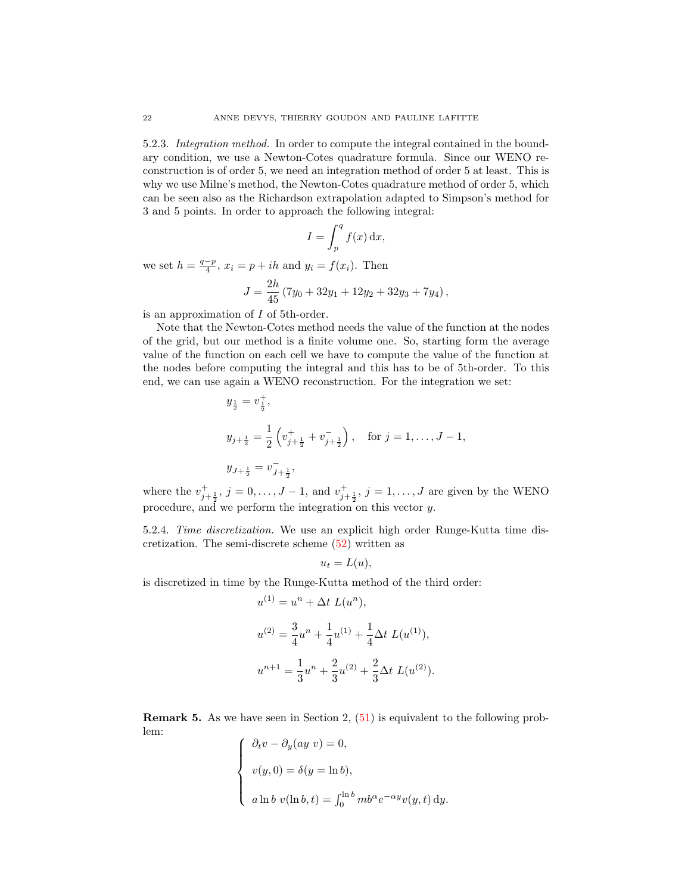5.2.3. *Integration method.* In order to compute the integral contained in the boundary condition, we use a Newton-Cotes quadrature formula. Since our WENO reconstruction is of order 5, we need an integration method of order 5 at least. This is why we use Milne's method, the Newton-Cotes quadrature method of order 5, which can be seen also as the Richardson extrapolation adapted to Simpson's method for 3 and 5 points. In order to approach the following integral:

$$I = \int_p^q f(x)\,\mathrm{d}x,$$

we set $h = \frac{q-p}{4}$, $x_i = p + ih$ and $y_i = f(x_i)$. Then

$$J = \frac{2h}{45}\left(7y_0 + 32y_1 + 12y_2 + 32y_3 + 7y_4\right),$$

is an approximation of $I$ of 5th-order.

Note that the Newton-Cotes method needs the value of the function at the nodes of the grid, but our method is a finite volume one. So, starting form the average value of the function on each cell we have to compute the value of the function at the nodes before computing the integral and this has to be of 5th-order. To this end, we can use again a WENO reconstruction. For the integration we set:

$$y_{\frac{1}{2}} = v^+_{\frac{1}{2}},$$

$$y_{j+\frac{1}{2}} = \frac{1}{2}\left(v^+_{j+\frac{1}{2}} + v^-_{j+\frac{1}{2}}\right), \quad \text{for } j = 1, \ldots, J-1,$$

$$y_{J+\frac{1}{2}} = v^-_{J+\frac{1}{2}},$$

where the $v^+_{j+\frac{1}{2}}$, $j = 0, \ldots, J-1$, and $v^+_{j+\frac{1}{2}}$, $j = 1, \ldots, J$ are given by the WENO procedure, and we perform the integration on this vector $y$.

5.2.4. *Time discretization.* We use an explicit high order Runge-Kutta time discretization. The semi-discrete scheme (52) written as

$$u_t = L(u),$$

is discretized in time by the Runge-Kutta method of the third order:

$$u^{(1)} = u^n + \Delta t\ L(u^n),$$

$$u^{(2)} = \frac{3}{4}u^n + \frac{1}{4}u^{(1)} + \frac{1}{4}\Delta t\ L(u^{(1)}),$$

$$u^{n+1} = \frac{1}{3}u^n + \frac{2}{3}u^{(2)} + \frac{2}{3}\Delta t\ L(u^{(2)}).$$

**Remark 5.** As we have seen in Section 2, (51) is equivalent to the following problem:

$$\begin{cases} \partial_t v - \partial_y(ay\ v) = 0, \\ v(y,0) = \delta(y = \ln b), \\ a \ln b\ v(\ln b, t) = \int_0^{\ln b} m b^{\alpha} e^{-\alpha y} v(y,t)\,\mathrm{d}y. \end{cases}$$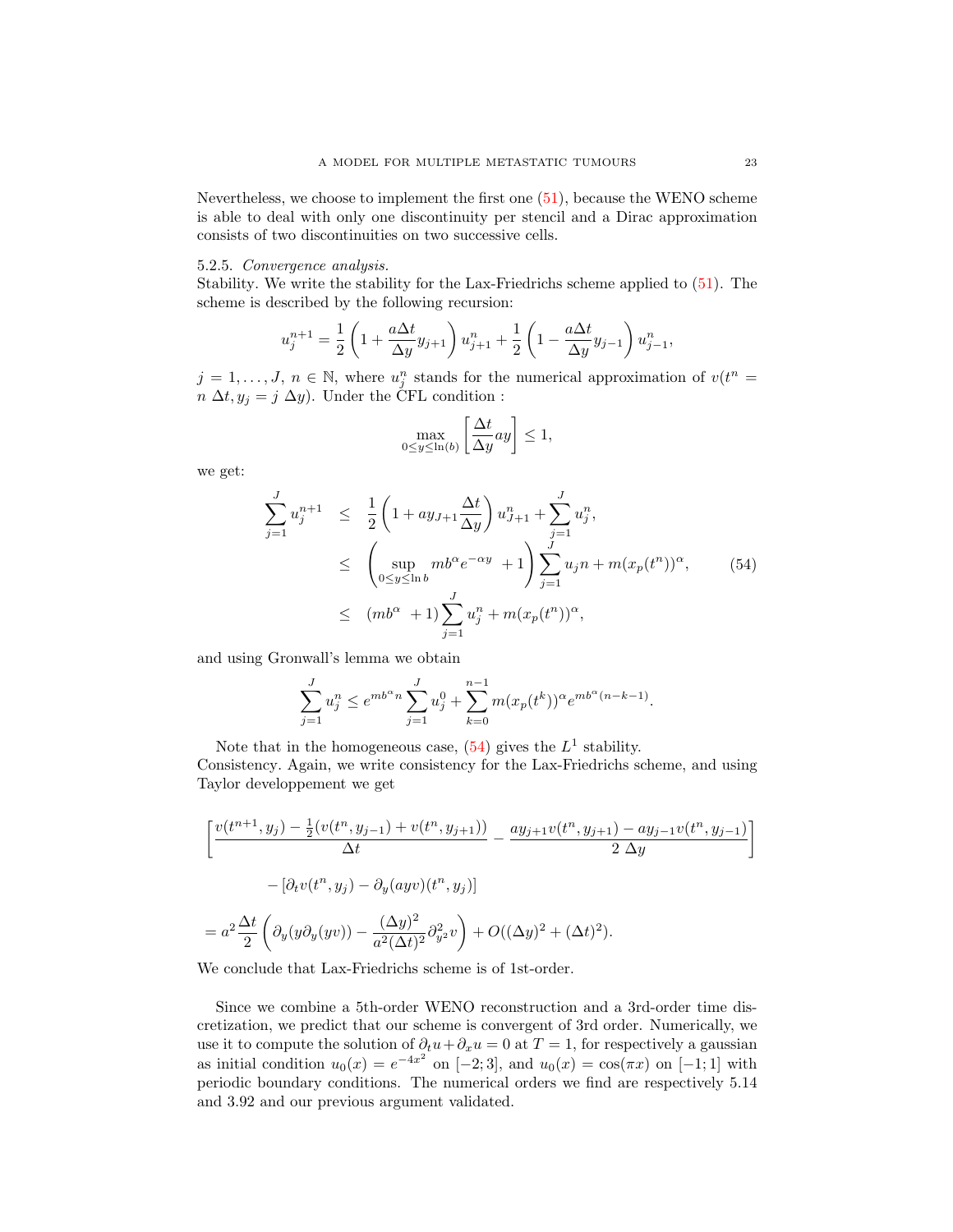Nevertheless, we choose to implement the first one (51), because the WENO scheme is able to deal with only one discontinuity per stencil and a Dirac approximation consists of two discontinuities on two successive cells.

5.2.5. *Convergence analysis.*
Stability. We write the stability for the Lax-Friedrichs scheme applied to (51). The scheme is described by the following recursion:

$$u_j^{n+1} = \frac{1}{2}\left(1 + \frac{a\Delta t}{\Delta y} y_{j+1}\right) u_{j+1}^n + \frac{1}{2}\left(1 - \frac{a\Delta t}{\Delta y} y_{j-1}\right) u_{j-1}^n,$$

$j = 1, \ldots, J$, $n \in \mathbb{N}$, where $u_j^n$ stands for the numerical approximation of $v(t^n = n\ \Delta t, y_j = j\ \Delta y)$. Under the CFL condition :

$$\max_{0 \leq y \leq \ln(b)} \left[\frac{\Delta t}{\Delta y} a y\right] \leq 1,$$

we get:

$$\begin{aligned}
\sum_{j=1}^{J} u_j^{n+1} &\leq \frac{1}{2}\left(1 + a y_{J+1}\frac{\Delta t}{\Delta y}\right) u_{J+1}^n + \sum_{j=1}^{J} u_j^n, \\
&\leq \left(\sup_{0 \leq y \leq \ln b} m b^{\alpha} e^{-\alpha y} + 1\right) \sum_{j=1}^{J} u_j n + m(x_p(t^n))^{\alpha}, \qquad (54)\\
&\leq (m b^{\alpha} + 1) \sum_{j=1}^{J} u_j^n + m(x_p(t^n))^{\alpha},
\end{aligned}$$

and using Gronwall's lemma we obtain

$$\sum_{j=1}^{J} u_j^n \leq e^{m b^{\alpha} n} \sum_{j=1}^{J} u_j^0 + \sum_{k=0}^{n-1} m(x_p(t^k))^{\alpha} e^{m b^{\alpha}(n-k-1)}.$$

Note that in the homogeneous case, (54) gives the $L^1$ stability.
Consistency. Again, we write consistency for the Lax-Friedrichs scheme, and using Taylor developpement we get

$$\begin{aligned}
&\left[\frac{v(t^{n+1}, y_j) - \frac{1}{2}(v(t^n, y_{j-1}) + v(t^n, y_{j+1}))}{\Delta t} - \frac{a y_{j+1} v(t^n, y_{j+1}) - a y_{j-1} v(t^n, y_{j-1})}{2\ \Delta y}\right] \\
&\qquad - [\partial_t v(t^n, y_j) - \partial_y(a y v)(t^n, y_j)] \\
&= a^2 \frac{\Delta t}{2}\left(\partial_y(y \partial_y(y v)) - \frac{(\Delta y)^2}{a^2 (\Delta t)^2}\partial_{y^2}^2 v\right) + O((\Delta y)^2 + (\Delta t)^2).
\end{aligned}$$

We conclude that Lax-Friedrichs scheme is of 1st-order.

Since we combine a 5th-order WENO reconstruction and a 3rd-order time discretization, we predict that our scheme is convergent of 3rd order. Numerically, we use it to compute the solution of $\partial_t u + \partial_x u = 0$ at $T = 1$, for respectively a gaussian as initial condition $u_0(x) = e^{-4x^2}$ on $[-2; 3]$, and $u_0(x) = \cos(\pi x)$ on $[-1; 1]$ with periodic boundary conditions. The numerical orders we find are respectively 5.14 and 3.92 and our previous argument validated.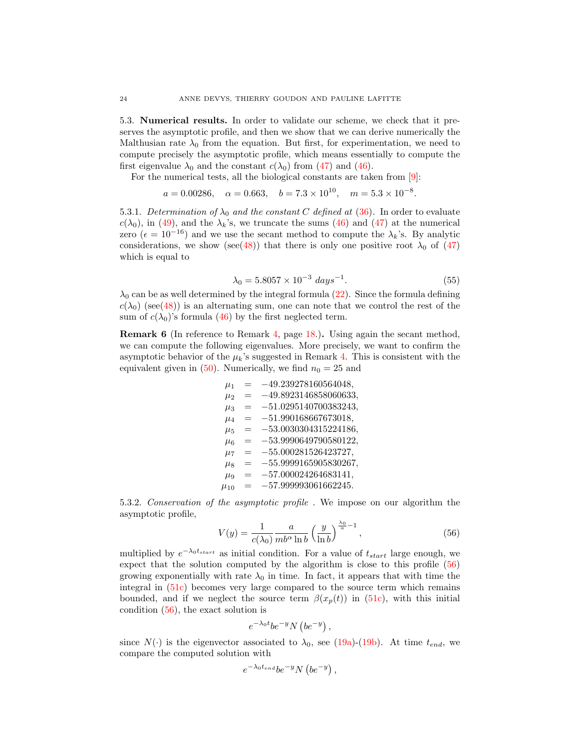5.3. **Numerical results.** In order to validate our scheme, we check that it preserves the asymptotic profile, and then we show that we can derive numerically the Malthusian rate $\lambda_0$ from the equation. But first, for experimentation, we need to compute precisely the asymptotic profile, which means essentially to compute the first eigenvalue $\lambda_0$ and the constant $c(\lambda_0)$ from (47) and (46).

For the numerical tests, all the biological constants are taken from [9]:

$$a = 0.00286, \quad \alpha = 0.663, \quad b = 7.3 \times 10^{10}, \quad m = 5.3 \times 10^{-8}.$$

5.3.1. *Determination of $\lambda_0$ and the constant $C$ defined at (36).* In order to evaluate $c(\lambda_0)$, in (49), and the $\lambda_k$'s, we truncate the sums (46) and (47) at the numerical zero ($\epsilon = 10^{-16}$) and we use the secant method to compute the $\lambda_k$'s. By analytic considerations, we show (see(48)) that there is only one positive root $\lambda_0$ of (47) which is equal to

$$\lambda_0 = 5.8057 \times 10^{-3} \ days^{-1}. \tag{55}$$

$\lambda_0$ can be as well determined by the integral formula (22). Since the formula defining $c(\lambda_0)$ (see(48)) is an alternating sum, one can note that we control the rest of the sum of $c(\lambda_0)$'s formula (46) by the first neglected term.

**Remark 6** (In reference to Remark 4, page 18.)**.** Using again the secant method, we can compute the following eigenvalues. More precisely, we want to confirm the asymptotic behavior of the $\mu_k$'s suggested in Remark 4. This is consistent with the equivalent given in (50). Numerically, we find $n_0 = 25$ and

$$\begin{aligned}
\mu_1 &= -49.239278160564048, \\
\mu_2 &= -49.8923146858060633, \\
\mu_3 &= -51.0295140700383243, \\
\mu_4 &= -51.990168667673018, \\
\mu_5 &= -53.0030304315224186, \\
\mu_6 &= -53.9990649790580122, \\
\mu_7 &= -55.000281526423727, \\
\mu_8 &= -55.9999165905830267, \\
\mu_9 &= -57.000024264683141, \\
\mu_{10} &= -57.999993061662245.
\end{aligned}$$

5.3.2. *Conservation of the asymptotic profile* . We impose on our algorithm the asymptotic profile,

$$V(y) = \frac{1}{c(\lambda_0)} \frac{a}{mb^\alpha \ln b} \left(\frac{y}{\ln b}\right)^{\frac{\lambda_0}{a}-1}, \tag{56}$$

multiplied by $e^{-\lambda_0 t_{start}}$ as initial condition. For a value of $t_{start}$ large enough, we expect that the solution computed by the algorithm is close to this profile (56) growing exponentially with rate $\lambda_0$ in time. In fact, it appears that with time the integral in (51c) becomes very large compared to the source term which remains bounded, and if we neglect the source term $\beta(x_p(t))$ in (51c), with this initial condition (56), the exact solution is

$$e^{-\lambda_0 t} be^{-y} N\left(be^{-y}\right),$$

since $N(\cdot)$ is the eigenvector associated to $\lambda_0$, see (19a)-(19b). At time $t_{end}$, we compare the computed solution with

$$e^{-\lambda_0 t_{end}} be^{-y} N\left(be^{-y}\right),$$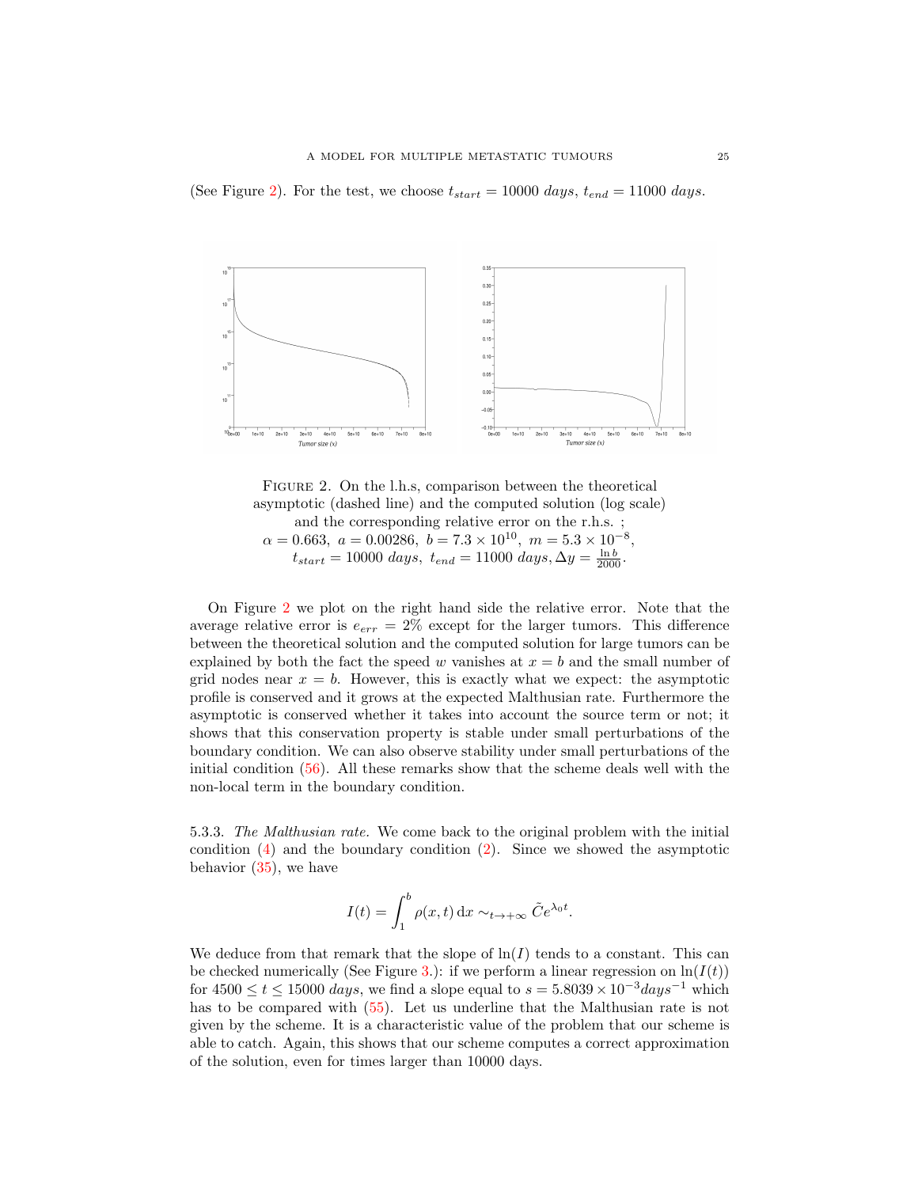(See Figure 2). For the test, we choose $t_{start} = 10000$ *days*, $t_{end} = 11000$ *days*.

FIGURE 2. On the l.h.s, comparison between the theoretical asymptotic (dashed line) and the computed solution (log scale) and the corresponding relative error on the r.h.s. ; $\alpha = 0.663,\ a = 0.00286,\ b = 7.3 \times 10^{10},\ m = 5.3 \times 10^{-8}$, $t_{start} = 10000\ days,\ t_{end} = 11000\ days, \Delta y = \frac{\ln b}{2000}$.

On Figure 2 we plot on the right hand side the relative error. Note that the average relative error is $e_{err} = 2\%$ except for the larger tumors. This difference between the theoretical solution and the computed solution for large tumors can be explained by both the fact the speed $w$ vanishes at $x = b$ and the small number of grid nodes near $x = b$. However, this is exactly what we expect: the asymptotic profile is conserved and it grows at the expected Malthusian rate. Furthermore the asymptotic is conserved whether it takes into account the source term or not; it shows that this conservation property is stable under small perturbations of the boundary condition. We can also observe stability under small perturbations of the initial condition (56). All these remarks show that the scheme deals well with the non-local term in the boundary condition.

5.3.3. *The Malthusian rate.* We come back to the original problem with the initial condition (4) and the boundary condition (2). Since we showed the asymptotic behavior (35), we have

$$I(t) = \int_1^b \rho(x,t)\,\mathrm{d}x \sim_{t\to+\infty} \tilde{C}e^{\lambda_0 t}.$$

We deduce from that remark that the slope of $\ln(I)$ tends to a constant. This can be checked numerically (See Figure 3.): if we perform a linear regression on $\ln(I(t))$ for $4500 \leq t \leq 15000$ *days*, we find a slope equal to $s = 5.8039 \times 10^{-3} days^{-1}$ which has to be compared with (55). Let us underline that the Malthusian rate is not given by the scheme. It is a characteristic value of the problem that our scheme is able to catch. Again, this shows that our scheme computes a correct approximation of the solution, even for times larger than 10000 days.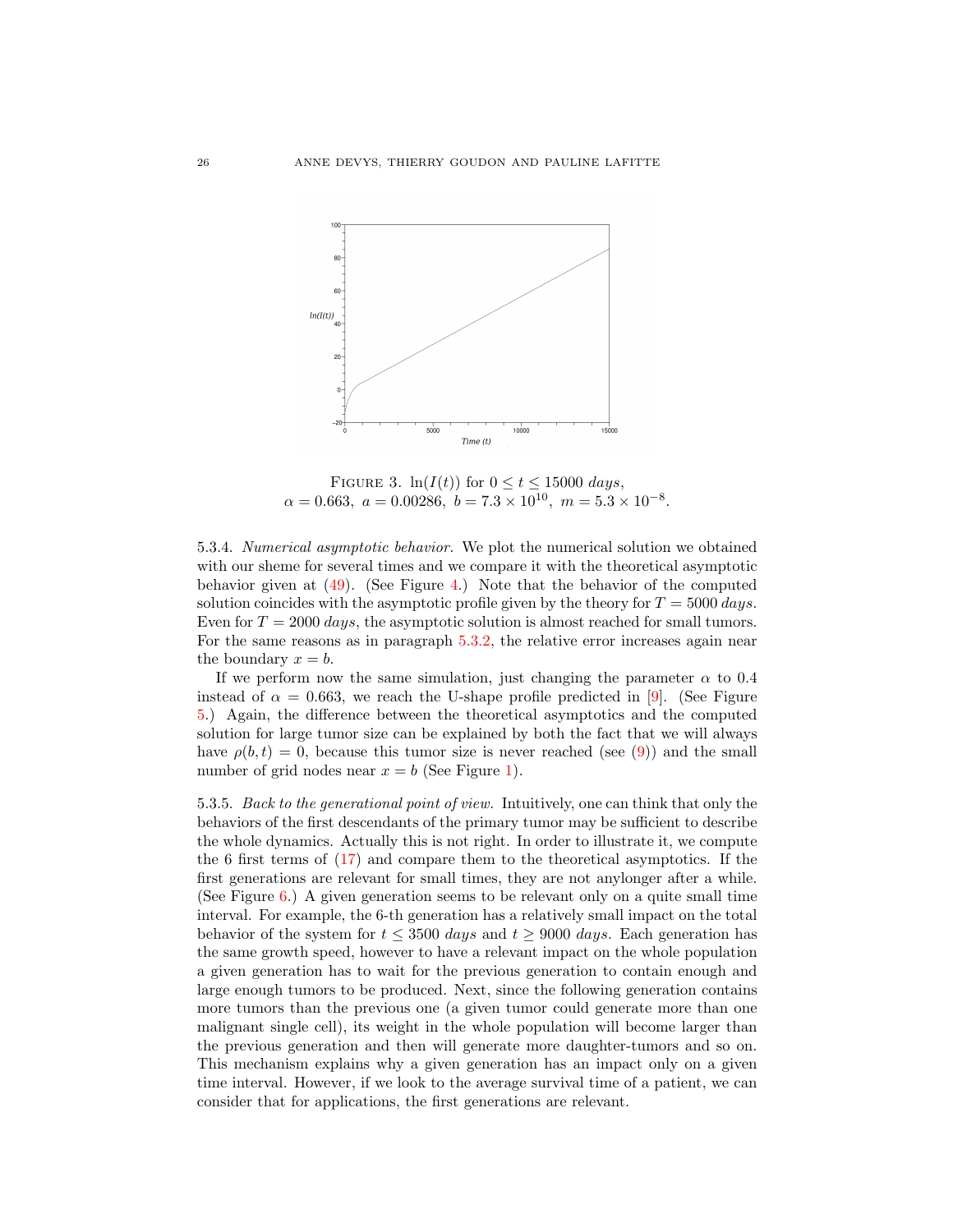FIGURE 3. $\ln(I(t))$ for $0 \leq t \leq 15000$ *days*, $\alpha = 0.663,\ a = 0.00286,\ b = 7.3 \times 10^{10},\ m = 5.3 \times 10^{-8}$.

5.3.4. *Numerical asymptotic behavior.* We plot the numerical solution we obtained with our sheme for several times and we compare it with the theoretical asymptotic behavior given at (49). (See Figure 4.) Note that the behavior of the computed solution coincides with the asymptotic profile given by the theory for $T = 5000$ *days*. Even for $T = 2000$ *days*, the asymptotic solution is almost reached for small tumors. For the same reasons as in paragraph 5.3.2, the relative error increases again near the boundary $x = b$.

If we perform now the same simulation, just changing the parameter $\alpha$ to 0.4 instead of $\alpha = 0.663$, we reach the U-shape profile predicted in [9]. (See Figure 5.) Again, the difference between the theoretical asymptotics and the computed solution for large tumor size can be explained by both the fact that we will always have $\rho(b, t) = 0$, because this tumor size is never reached (see (9)) and the small number of grid nodes near $x = b$ (See Figure 1).

5.3.5. *Back to the generational point of view.* Intuitively, one can think that only the behaviors of the first descendants of the primary tumor may be sufficient to describe the whole dynamics. Actually this is not right. In order to illustrate it, we compute the 6 first terms of (17) and compare them to the theoretical asymptotics. If the first generations are relevant for small times, they are not anylonger after a while. (See Figure 6.) A given generation seems to be relevant only on a quite small time interval. For example, the 6-th generation has a relatively small impact on the total behavior of the system for $t \leq 3500$ *days* and $t \geq 9000$ *days*. Each generation has the same growth speed, however to have a relevant impact on the whole population a given generation has to wait for the previous generation to contain enough and large enough tumors to be produced. Next, since the following generation contains more tumors than the previous one (a given tumor could generate more than one malignant single cell), its weight in the whole population will become larger than the previous generation and then will generate more daughter-tumors and so on. This mechanism explains why a given generation has an impact only on a given time interval. However, if we look to the average survival time of a patient, we can consider that for applications, the first generations are relevant.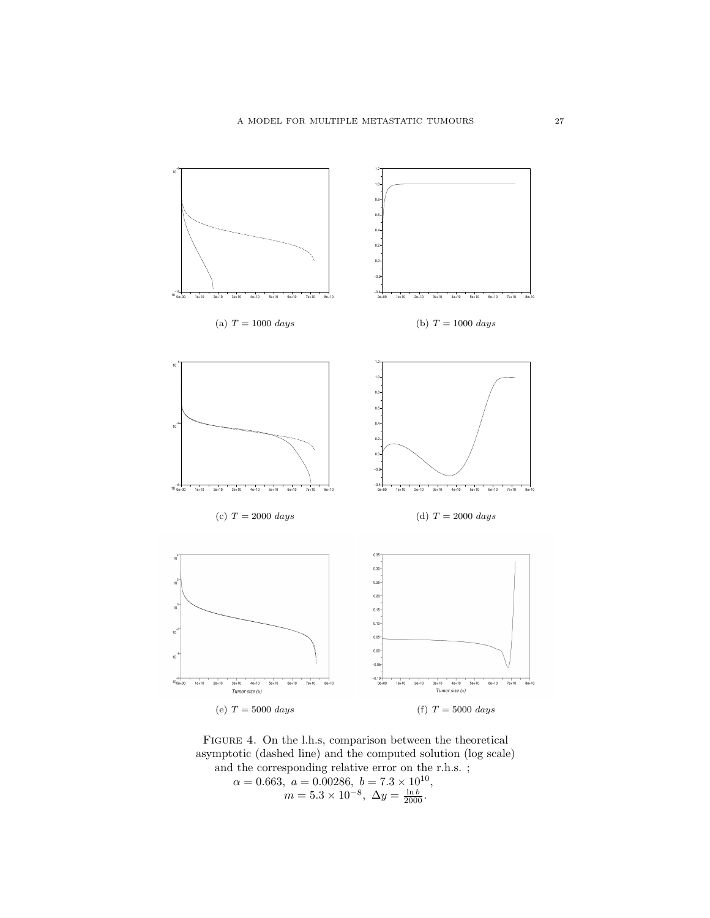(a) $T = 1000$ *days*

(b) $T = 1000$ *days*

(c) $T = 2000$ *days*

(d) $T = 2000$ *days*

(e) $T = 5000$ *days*

(f) $T = 5000$ *days*

FIGURE 4. On the l.h.s, comparison between the theoretical asymptotic (dashed line) and the computed solution (log scale) and the corresponding relative error on the r.h.s. ; $\alpha = 0.663,\ a = 0.00286,\ b = 7.3 \times 10^{10}$, $m = 5.3 \times 10^{-8},\ \Delta y = \frac{\ln b}{2000}$.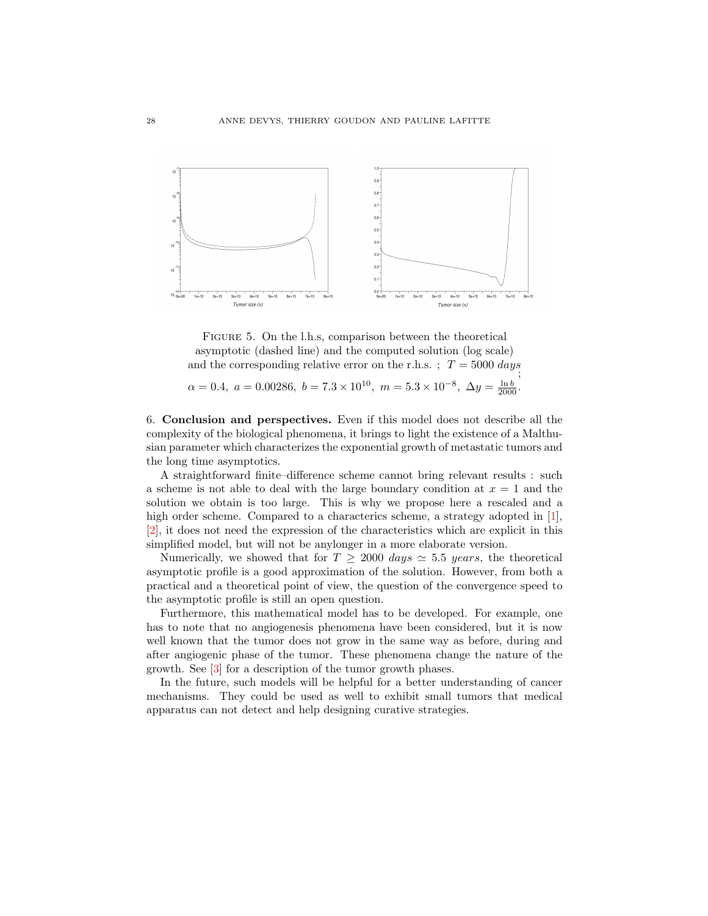Figure 5. On the l.h.s, comparison between the theoretical asymptotic (dashed line) and the computed solution (log scale) and the corresponding relative error on the r.h.s. ; $T = 5000$ *days* ; $\alpha = 0.4,\ a = 0.00286,\ b = 7.3 \times 10^{10},\ m = 5.3 \times 10^{-8},\ \Delta y = \frac{\ln b}{2000}$.

6. **Conclusion and perspectives.** Even if this model does not describe all the complexity of the biological phenomena, it brings to light the existence of a Malthusian parameter which characterizes the exponential growth of metastatic tumors and the long time asymptotics.

A straightforward finite–difference scheme cannot bring relevant results : such a scheme is not able to deal with the large boundary condition at $x = 1$ and the solution we obtain is too large. This is why we propose here a rescaled and a high order scheme. Compared to a characterics scheme, a strategy adopted in [1], [2], it does not need the expression of the characteristics which are explicit in this simplified model, but will not be anylonger in a more elaborate version.

Numerically, we showed that for $T \geq 2000$ *days* $\simeq 5.5$ *years*, the theoretical asymptotic profile is a good approximation of the solution. However, from both a practical and a theoretical point of view, the question of the convergence speed to the asymptotic profile is still an open question.

Furthermore, this mathematical model has to be developed. For example, one has to note that no angiogenesis phenomena have been considered, but it is now well known that the tumor does not grow in the same way as before, during and after angiogenic phase of the tumor. These phenomena change the nature of the growth. See [3] for a description of the tumor growth phases.

In the future, such models will be helpful for a better understanding of cancer mechanisms. They could be used as well to exhibit small tumors that medical apparatus can not detect and help designing curative strategies.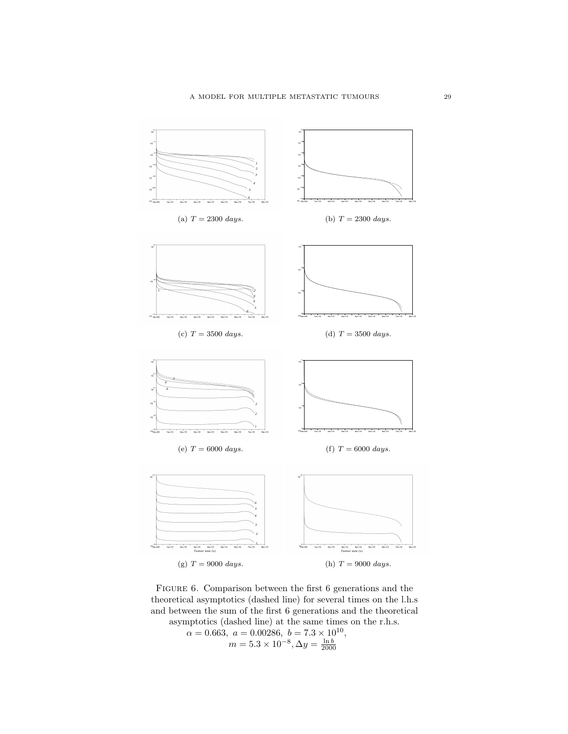(a) $T = 2300$ *days.*

(b) $T = 2300$ *days.*

(c) $T = 3500$ *days.*

(d) $T = 3500$ *days.*

(e) $T = 6000$ *days.*

(f) $T = 6000$ *days.*

(g) $T = 9000$ *days.*

(h) $T = 9000$ *days.*

Figure 6. Comparison between the first 6 generations and the theoretical asymptotics (dashed line) for several times on the l.h.s and between the sum of the first 6 generations and the theoretical asymptotics (dashed line) at the same times on the r.h.s. $\alpha = 0.663,\ a = 0.00286,\ b = 7.3 \times 10^{10}$, $m = 5.3 \times 10^{-8}, \Delta y = \frac{\ln b}{2000}$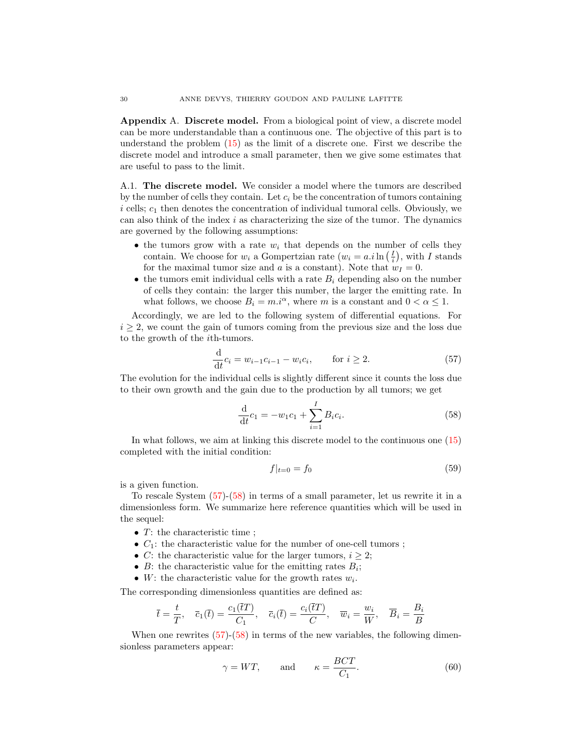**Appendix A. Discrete model.** From a biological point of view, a discrete model can be more understandable than a continuous one. The objective of this part is to understand the problem (15) as the limit of a discrete one. First we describe the discrete model and introduce a small parameter, then we give some estimates that are useful to pass to the limit.

A.1. **The discrete model.** We consider a model where the tumors are described by the number of cells they contain. Let $c_i$ be the concentration of tumors containing $i$ cells; $c_1$ then denotes the concentration of individual tumoral cells. Obviously, we can also think of the index $i$ as characterizing the size of the tumor. The dynamics are governed by the following assumptions:

- the tumors grow with a rate $w_i$ that depends on the number of cells they contain. We choose for $w_i$ a Gompertzian rate ($w_i = a.i \ln\left(\frac{I}{i}\right)$, with $I$ stands for the maximal tumor size and $a$ is a constant). Note that $w_I = 0$.
- the tumors emit individual cells with a rate $B_i$ depending also on the number of cells they contain: the larger this number, the larger the emitting rate. In what follows, we choose $B_i = m.i^\alpha$, where $m$ is a constant and $0 < \alpha \leq 1$.

Accordingly, we are led to the following system of differential equations. For $i \geq 2$, we count the gain of tumors coming from the previous size and the loss due to the growth of the $i$th-tumors.

$$\frac{\mathrm{d}}{\mathrm{d}t} c_i = w_{i-1} c_{i-1} - w_i c_i, \qquad \text{for } i \geq 2. \tag{57}$$

The evolution for the individual cells is slightly different since it counts the loss due to their own growth and the gain due to the production by all tumors; we get

$$\frac{\mathrm{d}}{\mathrm{d}t} c_1 = -w_1 c_1 + \sum_{i=1}^{I} B_i c_i. \tag{58}$$

In what follows, we aim at linking this discrete model to the continuous one (15) completed with the initial condition:

$$f|_{t=0} = f_0 \tag{59}$$

is a given function.

To rescale System (57)-(58) in terms of a small parameter, let us rewrite it in a dimensionless form. We summarize here reference quantities which will be used in the sequel:

- $T$: the characteristic time ;
- $C_1$: the characteristic value for the number of one-cell tumors ;
- $C$: the characteristic value for the larger tumors, $i \geq 2$;
- $B$: the characteristic value for the emitting rates $B_i$;
- $W$: the characteristic value for the growth rates $w_i$.

The corresponding dimensionless quantities are defined as:

$$\bar{t} = \frac{t}{T}, \quad \bar{c}_1(\bar{t}) = \frac{c_1(\bar{t}T)}{C_1}, \quad \bar{c}_i(\bar{t}) = \frac{c_i(\bar{t}T)}{C}, \quad \overline{w}_i = \frac{w_i}{W}, \quad \overline{B}_i = \frac{B_i}{B}$$

When one rewrites (57)-(58) in terms of the new variables, the following dimensionless parameters appear:

$$\gamma = WT, \qquad \text{and} \qquad \kappa = \frac{BCT}{C_1}. \tag{60}$$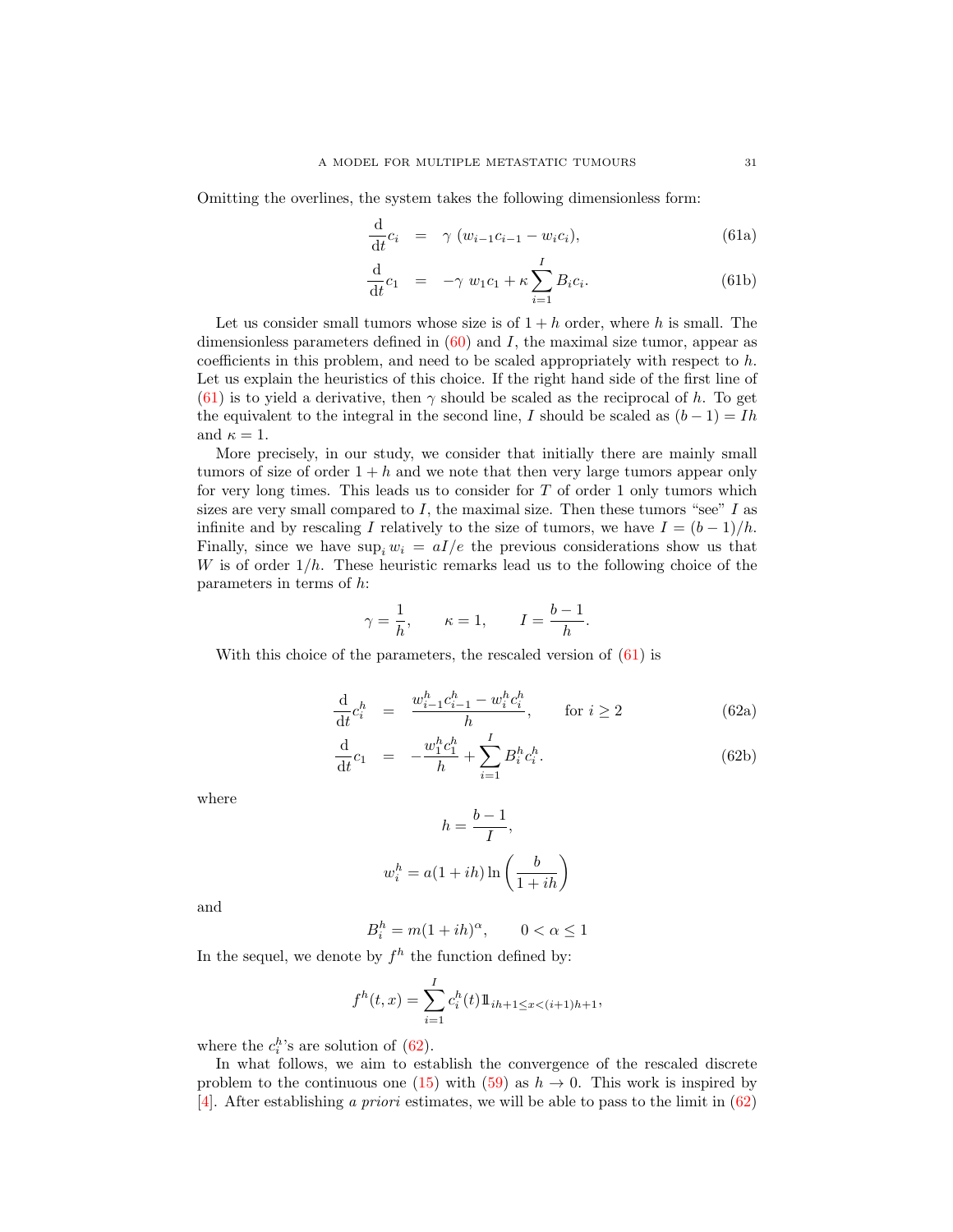Omitting the overlines, the system takes the following dimensionless form:

$$\frac{\mathrm{d}}{\mathrm{d}t}c_i = \gamma\,(w_{i-1}c_{i-1} - w_i c_i), \tag{61a}$$

$$\frac{\mathrm{d}}{\mathrm{d}t}c_1 = -\gamma\; w_1 c_1 + \kappa \sum_{i=1}^{I} B_i c_i. \tag{61b}$$

Let us consider small tumors whose size is of $1+h$ order, where $h$ is small. The dimensionless parameters defined in (60) and $I$, the maximal size tumor, appear as coefficients in this problem, and need to be scaled appropriately with respect to $h$. Let us explain the heuristics of this choice. If the right hand side of the first line of (61) is to yield a derivative, then $\gamma$ should be scaled as the reciprocal of $h$. To get the equivalent to the integral in the second line, $I$ should be scaled as $(b-1) = Ih$ and $\kappa = 1$.

More precisely, in our study, we consider that initially there are mainly small tumors of size of order $1+h$ and we note that then very large tumors appear only for very long times. This leads us to consider for $T$ of order 1 only tumors which sizes are very small compared to $I$, the maximal size. Then these tumors "see" $I$ as infinite and by rescaling $I$ relatively to the size of tumors, we have $I = (b-1)/h$. Finally, since we have $\sup_i w_i = aI/e$ the previous considerations show us that $W$ is of order $1/h$. These heuristic remarks lead us to the following choice of the parameters in terms of $h$:

$$\gamma = \frac{1}{h}, \qquad \kappa = 1, \qquad I = \frac{b-1}{h}.$$

With this choice of the parameters, the rescaled version of (61) is

$$\frac{\mathrm{d}}{\mathrm{d}t}c_i^h = \frac{w_{i-1}^h c_{i-1}^h - w_i^h c_i^h}{h}, \qquad \text{for } i \geq 2 \tag{62a}$$

$$\frac{\mathrm{d}}{\mathrm{d}t}c_1 = -\frac{w_1^h c_1^h}{h} + \sum_{i=1}^{I} B_i^h c_i^h. \tag{62b}$$

where

$$h = \frac{b-1}{I},$$

$$w_i^h = a(1+ih)\ln\left(\frac{b}{1+ih}\right)$$

and

$$B_i^h = m(1+ih)^\alpha, \qquad 0 < \alpha \leq 1$$

In the sequel, we denote by $f^h$ the function defined by:

$$f^h(t,x) = \sum_{i=1}^{I} c_i^h(t)\,\mathbb{1}_{ih+1 \leq x < (i+1)h+1},$$

where the $c_i^h$'s are solution of (62).

In what follows, we aim to establish the convergence of the rescaled discrete problem to the continuous one (15) with (59) as $h \to 0$. This work is inspired by [4]. After establishing *a priori* estimates, we will be able to pass to the limit in (62)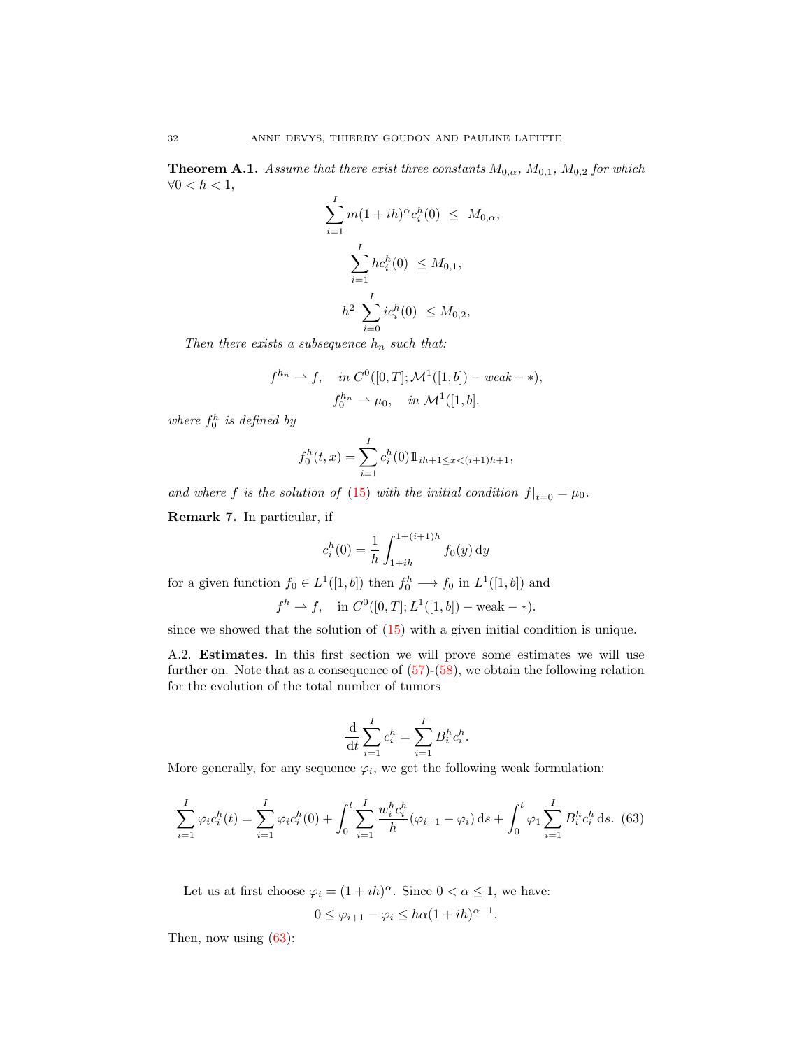**Theorem A.1.** *Assume that there exist three constants $M_{0,\alpha}$, $M_{0,1}$, $M_{0,2}$ for which $\forall 0 < h < 1$,*

$$\sum_{i=1}^{I} m(1+ih)^{\alpha} c_i^h(0) \ \leq \ M_{0,\alpha},$$

$$\sum_{i=1}^{I} h c_i^h(0) \ \leq M_{0,1},$$

$$h^2 \sum_{i=0}^{I} i c_i^h(0) \ \leq M_{0,2},$$

*Then there exists a subsequence $h_n$ such that:*

$$f^{h_n} \rightharpoonup f, \quad \text{in } C^0([0,T]; \mathcal{M}^1([1,b]) - weak - *),$$
$$f_0^{h_n} \rightharpoonup \mu_0, \quad \text{in } \mathcal{M}^1([1,b].$$

*where $f_0^h$ is defined by*

$$f_0^h(t,x) = \sum_{i=1}^{I} c_i^h(0) \mathbb{1}_{ih+1 \leq x < (i+1)h+1},$$

*and where $f$ is the solution of (15) with the initial condition $f|_{t=0} = \mu_0$.*

**Remark 7.** In particular, if

$$c_i^h(0) = \frac{1}{h} \int_{1+ih}^{1+(i+1)h} f_0(y) \, \mathrm{d}y$$

for a given function $f_0 \in L^1([1,b])$ then $f_0^h \longrightarrow f_0$ in $L^1([1,b])$ and

$$f^h \rightharpoonup f, \quad \text{in } C^0([0,T]; L^1([1,b]) - \text{weak} - *).$$

since we showed that the solution of (15) with a given initial condition is unique.

A.2. **Estimates.** In this first section we will prove some estimates we will use further on. Note that as a consequence of (57)-(58), we obtain the following relation for the evolution of the total number of tumors

$$\frac{\mathrm{d}}{\mathrm{d}t} \sum_{i=1}^{I} c_i^h = \sum_{i=1}^{I} B_i^h c_i^h.$$

More generally, for any sequence $\varphi_i$, we get the following weak formulation:

$$\sum_{i=1}^{I} \varphi_i c_i^h(t) = \sum_{i=1}^{I} \varphi_i c_i^h(0) + \int_0^t \sum_{i=1}^{I} \frac{w_i^h c_i^h}{h} (\varphi_{i+1} - \varphi_i) \, \mathrm{d}s + \int_0^t \varphi_1 \sum_{i=1}^{I} B_i^h c_i^h \, \mathrm{d}s. \quad (63)$$

Let us at first choose $\varphi_i = (1+ih)^{\alpha}$. Since $0 < \alpha \leq 1$, we have:

$$0 \leq \varphi_{i+1} - \varphi_i \leq h\alpha(1+ih)^{\alpha-1}.$$

Then, now using (63):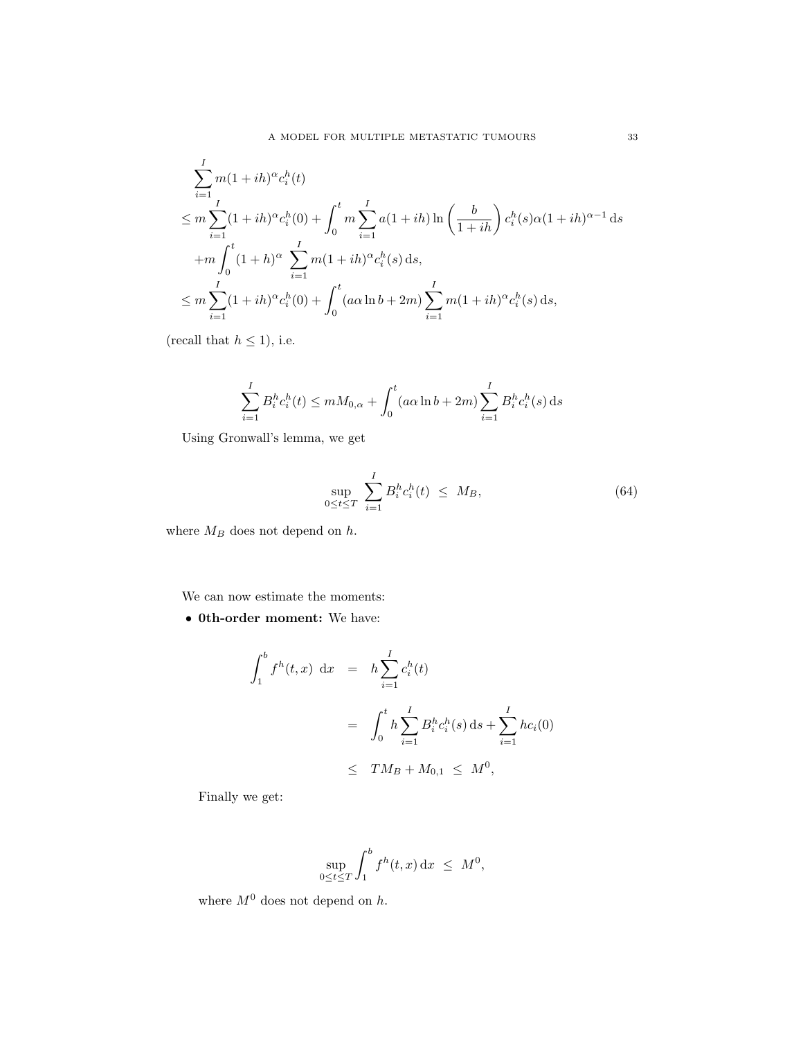$$
\begin{aligned}
&\sum_{i=1}^{I} m(1+ih)^{\alpha} c_i^h(t) \\
&\leq m \sum_{i=1}^{I} (1+ih)^{\alpha} c_i^h(0) + \int_0^t m \sum_{i=1}^{I} a(1+ih) \ln\left(\frac{b}{1+ih}\right) c_i^h(s) \alpha (1+ih)^{\alpha-1} \, \mathrm{d}s \\
&\quad + m \int_0^t (1+h)^{\alpha} \sum_{i=1}^{I} m(1+ih)^{\alpha} c_i^h(s) \, \mathrm{d}s, \\
&\leq m \sum_{i=1}^{I} (1+ih)^{\alpha} c_i^h(0) + \int_0^t (a\alpha \ln b + 2m) \sum_{i=1}^{I} m(1+ih)^{\alpha} c_i^h(s) \, \mathrm{d}s,
\end{aligned}
$$

(recall that $h \leq 1$), i.e.

$$
\sum_{i=1}^{I} B_i^h c_i^h(t) \leq m M_{0,\alpha} + \int_0^t (a\alpha \ln b + 2m) \sum_{i=1}^{I} B_i^h c_i^h(s) \, \mathrm{d}s
$$

Using Gronwall's lemma, we get

$$
\sup_{0 \leq t \leq T} \sum_{i=1}^{I} B_i^h c_i^h(t) \leq M_B, \tag{64}
$$

where $M_B$ does not depend on $h$.

We can now estimate the moments:

- **0th-order moment:** We have:

$$
\begin{aligned}
\int_1^b f^h(t,x) \, \mathrm{d}x &= h \sum_{i=1}^{I} c_i^h(t) \\
&= \int_0^t h \sum_{i=1}^{I} B_i^h c_i^h(s) \, \mathrm{d}s + \sum_{i=1}^{I} h c_i(0) \\
&\leq T M_B + M_{0,1} \leq M^0,
\end{aligned}
$$

Finally we get:

$$
\sup_{0 \leq t \leq T} \int_1^b f^h(t,x) \, \mathrm{d}x \leq M^0,
$$

where $M^0$ does not depend on $h$.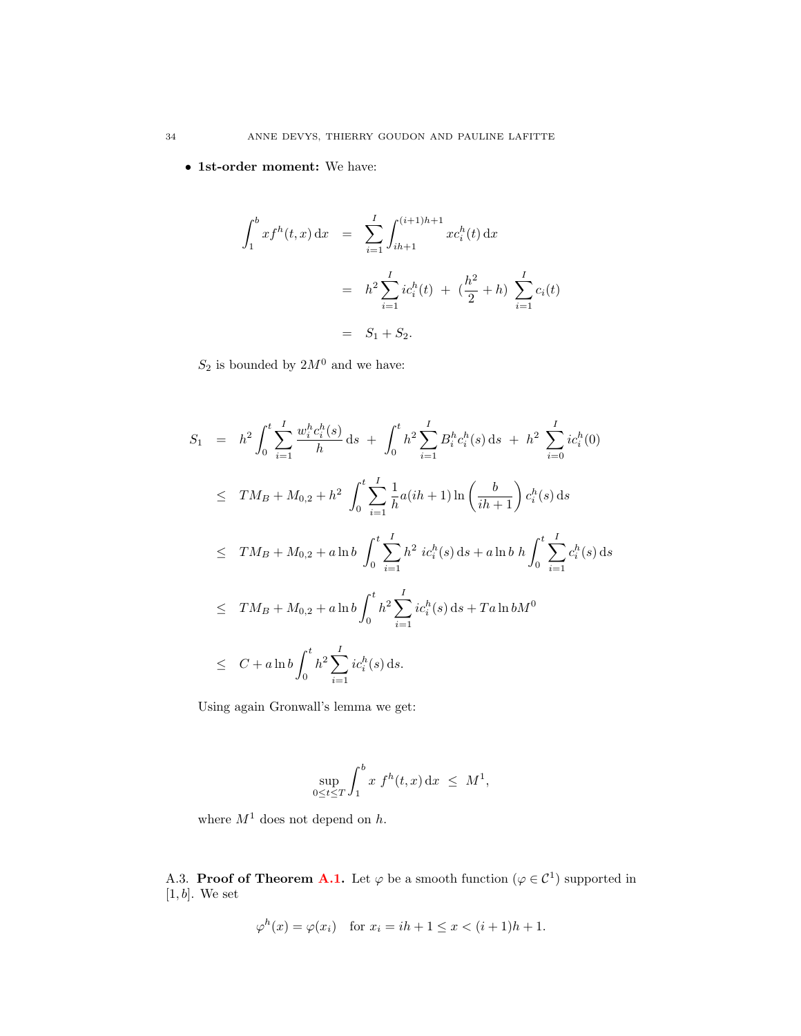- **1st-order moment:** We have:

$$
\begin{aligned}
\int_1^b x f^h(t,x)\,\mathrm{d}x &= \sum_{i=1}^{I} \int_{ih+1}^{(i+1)h+1} x c_i^h(t)\,\mathrm{d}x \\
&= h^2 \sum_{i=1}^{I} i c_i^h(t) \;+\; (\frac{h^2}{2}+h)\;\sum_{i=1}^{I} c_i(t) \\
&= S_1 + S_2.
\end{aligned}
$$

$S_2$ is bounded by $2M^0$ and we have:

$$
\begin{aligned}
S_1 &= h^2 \int_0^t \sum_{i=1}^{I} \frac{w_i^h c_i^h(s)}{h}\,\mathrm{d}s \;+\; \int_0^t h^2 \sum_{i=1}^{I} B_i^h c_i^h(s)\,\mathrm{d}s \;+\; h^2\;\sum_{i=0}^{I} i c_i^h(0) \\
&\le TM_B + M_{0,2} + h^2\;\int_0^t \sum_{i=1}^{I} \frac{1}{h} a(ih+1)\ln\left(\frac{b}{ih+1}\right) c_i^h(s)\,\mathrm{d}s \\
&\le TM_B + M_{0,2} + a\ln b\;\int_0^t \sum_{i=1}^{I} h^2\; i c_i^h(s)\,\mathrm{d}s + a\ln b\;h \int_0^t \sum_{i=1}^{I} c_i^h(s)\,\mathrm{d}s \\
&\le TM_B + M_{0,2} + a\ln b \int_0^t h^2 \sum_{i=1}^{I} i c_i^h(s)\,\mathrm{d}s + Ta\ln b M^0 \\
&\le C + a\ln b \int_0^t h^2 \sum_{i=1}^{I} i c_i^h(s)\,\mathrm{d}s.
\end{aligned}
$$

Using again Gronwall's lemma we get:

$$
\sup_{0\le t\le T} \int_1^b x\; f^h(t,x)\,\mathrm{d}x \;\le\; M^1,
$$

where $M^1$ does not depend on $h$.

A.3. **Proof of Theorem A.1.** Let $\varphi$ be a smooth function ($\varphi \in \mathcal{C}^1$) supported in $[1,b]$. We set

$$
\varphi^h(x) = \varphi(x_i) \quad \text{for } x_i = ih+1 \le x < (i+1)h+1.
$$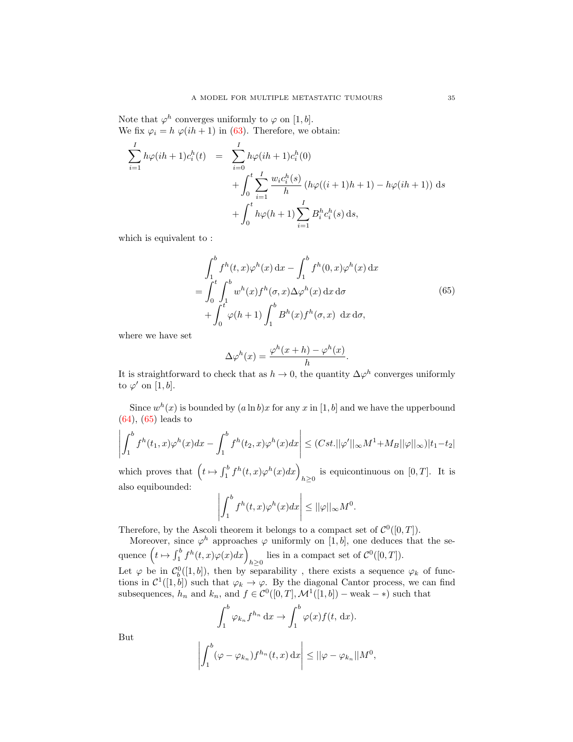Note that $\varphi^h$ converges uniformly to $\varphi$ on $[1, b]$.
We fix $\varphi_i = h\ \varphi(ih+1)$ in (63). Therefore, we obtain:

$$
\begin{aligned}
\sum_{i=1}^{I} h\varphi(ih+1)c_i^h(t) \quad &= \quad \sum_{i=0}^{I} h\varphi(ih+1)c_i^h(0) \\
&\quad + \int_0^t \sum_{i=1}^{I} \frac{w_i c_i^h(s)}{h} \left(h\varphi((i+1)h+1) - h\varphi(ih+1)\right) \mathrm{d}s \\
&\quad + \int_0^t h\varphi(h+1) \sum_{i=1}^{I} B_i^h c_i^h(s)\, \mathrm{d}s,
\end{aligned}
$$

which is equivalent to :

$$
\begin{aligned}
&\int_1^b f^h(t,x)\varphi^h(x)\,\mathrm{d}x - \int_1^b f^h(0,x)\varphi^h(x)\,\mathrm{d}x \\
= &\int_0^t \int_1^b w^h(x) f^h(\sigma, x)\Delta\varphi^h(x)\,\mathrm{d}x\,\mathrm{d}\sigma \\
&+ \int_0^t \varphi(h+1) \int_1^b B^h(x) f^h(\sigma, x)\ \mathrm{d}x\,\mathrm{d}\sigma,
\end{aligned}
\tag{65}
$$

where we have set

$$
\Delta\varphi^h(x) = \frac{\varphi^h(x+h) - \varphi^h(x)}{h}.
$$

It is straightforward to check that as $h \to 0$, the quantity $\Delta\varphi^h$ converges uniformly to $\varphi'$ on $[1, b]$.

Since $w^h(x)$ is bounded by $(a \ln b)x$ for any $x$ in $[1, b]$ and we have the upperbound (64), (65) leads to

$$
\left| \int_1^b f^h(t_1, x)\varphi^h(x)dx - \int_1^b f^h(t_2, x)\varphi^h(x)dx \right| \leq (Cst.||\varphi'||_\infty M^1 + M_B||\varphi||_\infty)|t_1 - t_2|
$$

which proves that $\left(t \mapsto \int_1^b f^h(t,x)\varphi^h(x)dx\right)_{h\geq 0}$ is equicontinuous on $[0, T]$. It is also equibounded:

$$
\left| \int_1^b f^h(t,x)\varphi^h(x)dx \right| \leq ||\varphi||_\infty M^0.
$$

Therefore, by the Ascoli theorem it belongs to a compact set of $\mathcal{C}^0([0, T])$.

Moreover, since $\varphi^h$ approaches $\varphi$ uniformly on $[1, b]$, one deduces that the sequence $\left(t \mapsto \int_1^b f^h(t,x)\varphi(x)dx\right)_{h\geq 0}$ lies in a compact set of $\mathcal{C}^0([0, T])$.

Let $\varphi$ be in $\mathcal{C}_b^0([1, b])$, then by separability , there exists a sequence $\varphi_k$ of functions in $\mathcal{C}^1([1, b])$ such that $\varphi_k \to \varphi$. By the diagonal Cantor process, we can find subsequences, $h_n$ and $k_n$, and $f \in \mathcal{C}^0([0, T], \mathcal{M}^1([1, b]) - \mathrm{weak} - *)$ such that

$$
\int_1^b \varphi_{k_n} f^{h_n}\,\mathrm{d}x \to \int_1^b \varphi(x) f(t,\,\mathrm{d}x).
$$

But

$$
\left| \int_1^b (\varphi - \varphi_{k_n}) f^{h_n}(t,x)\,\mathrm{d}x \right| \leq ||\varphi - \varphi_{k_n}|| M^0,
$$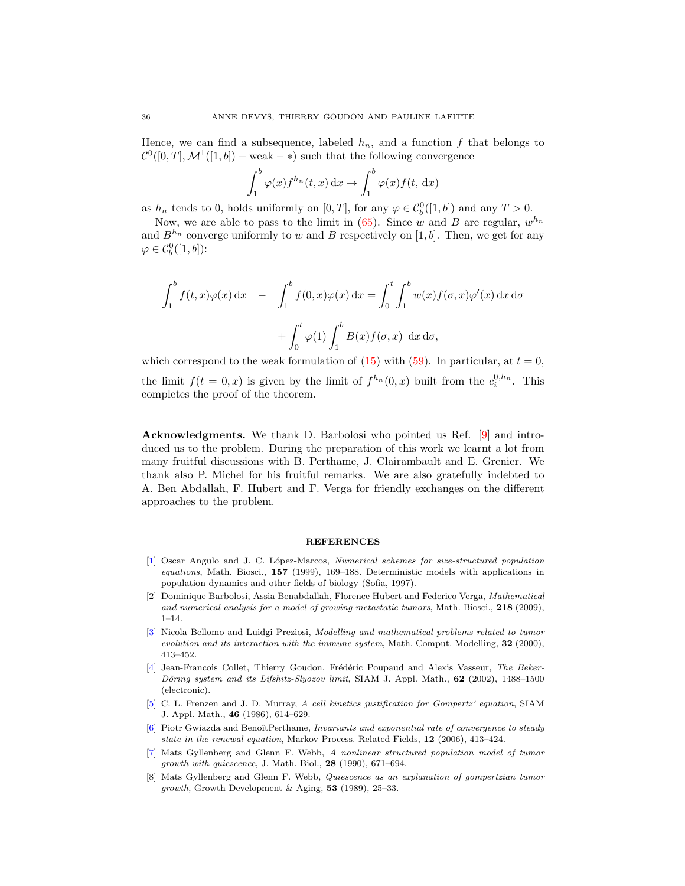Hence, we can find a subsequence, labeled $h_n$, and a function $f$ that belongs to $\mathcal{C}^0([0,T], \mathcal{M}^1([1,b]) - \text{weak} - *)$ such that the following convergence

$$\int_1^b \varphi(x) f^{h_n}(t,x)\,\mathrm{d}x \to \int_1^b \varphi(x) f(t,\,\mathrm{d}x)$$

as $h_n$ tends to 0, holds uniformly on $[0,T]$, for any $\varphi \in \mathcal{C}_b^0([1,b])$ and any $T > 0$.

Now, we are able to pass to the limit in (65). Since $w$ and $B$ are regular, $w^{h_n}$ and $B^{h_n}$ converge uniformly to $w$ and $B$ respectively on $[1,b]$. Then, we get for any $\varphi \in \mathcal{C}_b^0([1,b])$:

$$\int_1^b f(t,x)\varphi(x)\,\mathrm{d}x \quad - \quad \int_1^b f(0,x)\varphi(x)\,\mathrm{d}x = \int_0^t \int_1^b w(x) f(\sigma,x)\varphi'(x)\,\mathrm{d}x\,\mathrm{d}\sigma$$

$$+ \int_0^t \varphi(1) \int_1^b B(x) f(\sigma,x)\ \,\mathrm{d}x\,\mathrm{d}\sigma,$$

which correspond to the weak formulation of (15) with (59). In particular, at $t = 0$, the limit $f(t=0,x)$ is given by the limit of $f^{h_n}(0,x)$ built from the $c_i^{0,h_n}$. This completes the proof of the theorem.

**Acknowledgments.** We thank D. Barbolosi who pointed us Ref. [9] and introduced us to the problem. During the preparation of this work we learnt a lot from many fruitful discussions with B. Perthame, J. Clairambault and E. Grenier. We thank also P. Michel for his fruitful remarks. We are also gratefully indebted to A. Ben Abdallah, F. Hubert and F. Verga for friendly exchanges on the different approaches to the problem.

## REFERENCES

[1] Oscar Angulo and J. C. López-Marcos, *Numerical schemes for size-structured population equations*, Math. Biosci., **157** (1999), 169–188. Deterministic models with applications in population dynamics and other fields of biology (Sofia, 1997).

[2] Dominique Barbolosi, Assia Benabdallah, Florence Hubert and Federico Verga, *Mathematical and numerical analysis for a model of growing metastatic tumors*, Math. Biosci., **218** (2009), 1–14.

[3] Nicola Bellomo and Luidgi Preziosi, *Modelling and mathematical problems related to tumor evolution and its interaction with the immune system*, Math. Comput. Modelling, **32** (2000), 413–452.

[4] Jean-Francois Collet, Thierry Goudon, Frédéric Poupaud and Alexis Vasseur, *The Beker-Döring system and its Lifshitz-Slyozov limit*, SIAM J. Appl. Math., **62** (2002), 1488–1500 (electronic).

[5] C. L. Frenzen and J. D. Murray, *A cell kinetics justification for Gompertz' equation*, SIAM J. Appl. Math., **46** (1986), 614–629.

[6] Piotr Gwiazda and BenoîtPerthame, *Invariants and exponential rate of convergence to steady state in the renewal equation*, Markov Process. Related Fields, **12** (2006), 413–424.

[7] Mats Gyllenberg and Glenn F. Webb, *A nonlinear structured population model of tumor growth with quiescence*, J. Math. Biol., **28** (1990), 671–694.

[8] Mats Gyllenberg and Glenn F. Webb, *Quiescence as an explanation of gompertzian tumor growth*, Growth Development & Aging, **53** (1989), 25–33.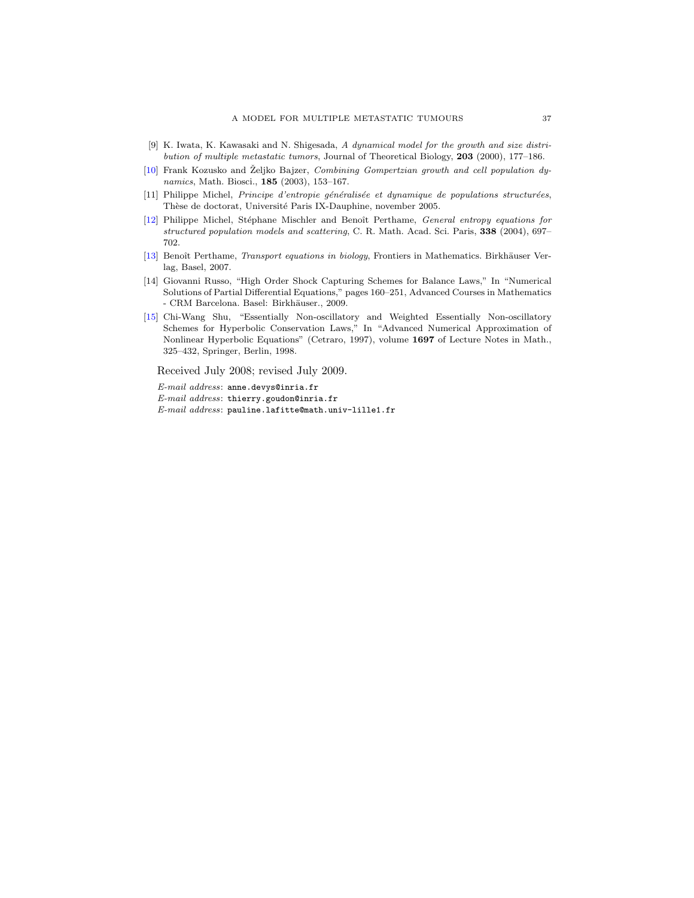[9] K. Iwata, K. Kawasaki and N. Shigesada, *A dynamical model for the growth and size distribution of multiple metastatic tumors*, Journal of Theoretical Biology, **203** (2000), 177–186.

[10] Frank Kozusko and Željko Bajzer, *Combining Gompertzian growth and cell population dynamics*, Math. Biosci., **185** (2003), 153–167.

[11] Philippe Michel, *Principe d'entropie généralisée et dynamique de populations structurées*, Thèse de doctorat, Université Paris IX-Dauphine, november 2005.

[12] Philippe Michel, Stéphane Mischler and Benoît Perthame, *General entropy equations for structured population models and scattering*, C. R. Math. Acad. Sci. Paris, **338** (2004), 697–702.

[13] Benoît Perthame, *Transport equations in biology*, Frontiers in Mathematics. Birkhäuser Verlag, Basel, 2007.

[14] Giovanni Russo, "High Order Shock Capturing Schemes for Balance Laws," In "Numerical Solutions of Partial Differential Equations," pages 160–251, Advanced Courses in Mathematics - CRM Barcelona. Basel: Birkhäuser., 2009.

[15] Chi-Wang Shu, "Essentially Non-oscillatory and Weighted Essentially Non-oscillatory Schemes for Hyperbolic Conservation Laws," In "Advanced Numerical Approximation of Nonlinear Hyperbolic Equations" (Cetraro, 1997), volume **1697** of Lecture Notes in Math., 325–432, Springer, Berlin, 1998.

Received July 2008; revised July 2009.

*E-mail address*: `anne.devys@inria.fr`

*E-mail address*: `thierry.goudon@inria.fr`

*E-mail address*: `pauline.lafitte@math.univ-lille1.fr`